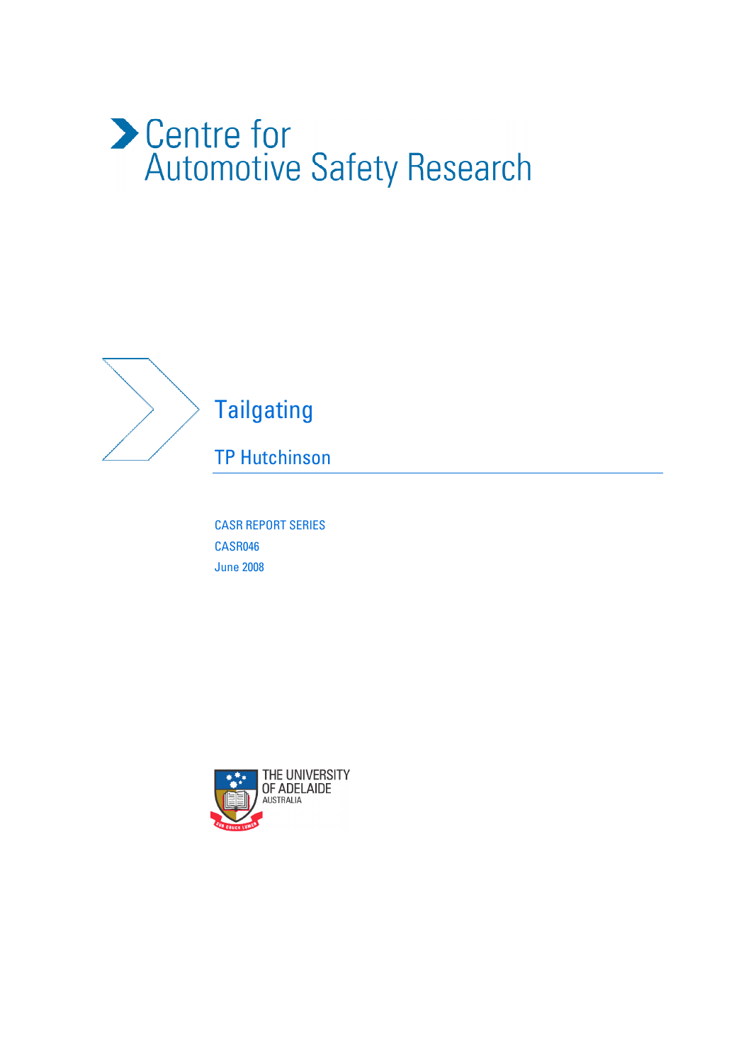Centre for Automotive Safety Research

# Tailgating

## TP Hutchinson

CASR REPORT SERIES

CASR046

June 2008

THE UNIVERSITY OF ADELAIDE AUSTRALIA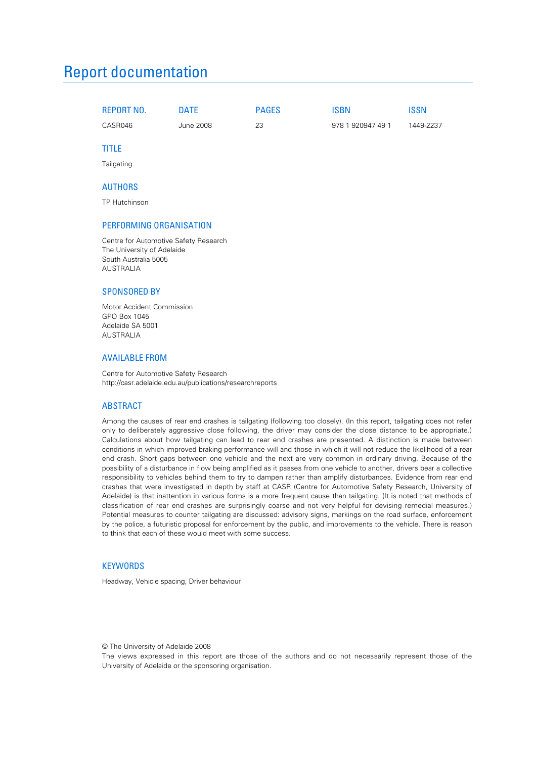# Report documentation

| REPORT NO. | DATE | PAGES | ISBN | ISSN |
|---|---|---|---|---|
| CASR046 | June 2008 | 23 | 978 1 920947 49 1 | 1449-2237 |

## TITLE

Tailgating

## AUTHORS

TP Hutchinson

## PERFORMING ORGANISATION

Centre for Automotive Safety Research
The University of Adelaide
South Australia 5005
AUSTRALIA

## SPONSORED BY

Motor Accident Commission
GPO Box 1045
Adelaide SA 5001
AUSTRALIA

## AVAILABLE FROM

Centre for Automotive Safety Research
http://casr.adelaide.edu.au/publications/researchreports

## ABSTRACT

Among the causes of rear end crashes is tailgating (following too closely). (In this report, tailgating does not refer only to deliberately aggressive close following, the driver may consider the close distance to be appropriate.) Calculations about how tailgating can lead to rear end crashes are presented. A distinction is made between conditions in which improved braking performance will and those in which it will not reduce the likelihood of a rear end crash. Short gaps between one vehicle and the next are very common in ordinary driving. Because of the possibility of a disturbance in flow being amplified as it passes from one vehicle to another, drivers bear a collective responsibility to vehicles behind them to try to dampen rather than amplify disturbances. Evidence from rear end crashes that were investigated in depth by staff at CASR (Centre for Automotive Safety Research, University of Adelaide) is that inattention in various forms is a more frequent cause than tailgating. (It is noted that methods of classification of rear end crashes are surprisingly coarse and not very helpful for devising remedial measures.) Potential measures to counter tailgating are discussed: advisory signs, markings on the road surface, enforcement by the police, a futuristic proposal for enforcement by the public, and improvements to the vehicle. There is reason to think that each of these would meet with some success.

## KEYWORDS

Headway, Vehicle spacing, Driver behaviour

© The University of Adelaide 2008
The views expressed in this report are those of the authors and do not necessarily represent those of the University of Adelaide or the sponsoring organisation.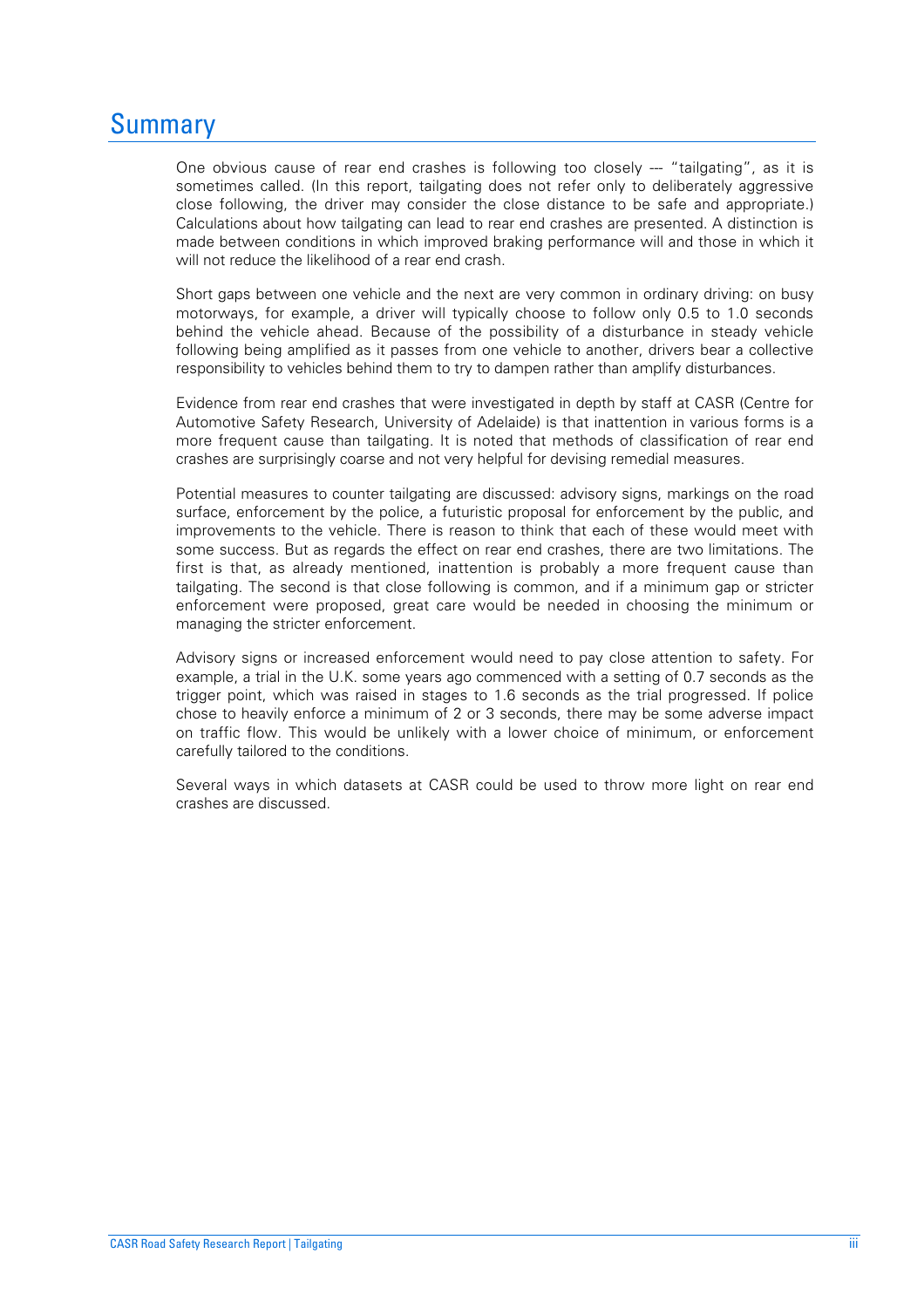# Summary

One obvious cause of rear end crashes is following too closely --- "tailgating", as it is sometimes called. (In this report, tailgating does not refer only to deliberately aggressive close following, the driver may consider the close distance to be safe and appropriate.) Calculations about how tailgating can lead to rear end crashes are presented. A distinction is made between conditions in which improved braking performance will and those in which it will not reduce the likelihood of a rear end crash.

Short gaps between one vehicle and the next are very common in ordinary driving: on busy motorways, for example, a driver will typically choose to follow only 0.5 to 1.0 seconds behind the vehicle ahead. Because of the possibility of a disturbance in steady vehicle following being amplified as it passes from one vehicle to another, drivers bear a collective responsibility to vehicles behind them to try to dampen rather than amplify disturbances.

Evidence from rear end crashes that were investigated in depth by staff at CASR (Centre for Automotive Safety Research, University of Adelaide) is that inattention in various forms is a more frequent cause than tailgating. It is noted that methods of classification of rear end crashes are surprisingly coarse and not very helpful for devising remedial measures.

Potential measures to counter tailgating are discussed: advisory signs, markings on the road surface, enforcement by the police, a futuristic proposal for enforcement by the public, and improvements to the vehicle. There is reason to think that each of these would meet with some success. But as regards the effect on rear end crashes, there are two limitations. The first is that, as already mentioned, inattention is probably a more frequent cause than tailgating. The second is that close following is common, and if a minimum gap or stricter enforcement were proposed, great care would be needed in choosing the minimum or managing the stricter enforcement.

Advisory signs or increased enforcement would need to pay close attention to safety. For example, a trial in the U.K. some years ago commenced with a setting of 0.7 seconds as the trigger point, which was raised in stages to 1.6 seconds as the trial progressed. If police chose to heavily enforce a minimum of 2 or 3 seconds, there may be some adverse impact on traffic flow. This would be unlikely with a lower choice of minimum, or enforcement carefully tailored to the conditions.

Several ways in which datasets at CASR could be used to throw more light on rear end crashes are discussed.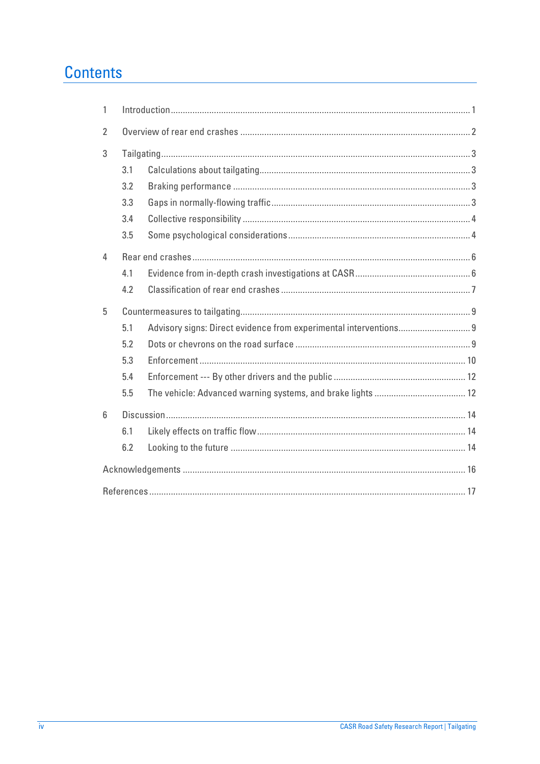# Contents

1 Introduction ........................................................................................................................ 1

2 Overview of rear end crashes ........................................................................................... 2

3 Tailgating ............................................................................................................................ 3

  3.1 Calculations about tailgating ...................................................................................... 3

  3.2 Braking performance ................................................................................................. 3

  3.3 Gaps in normally-flowing traffic .................................................................................. 3

  3.4 Collective responsibility ............................................................................................. 4

  3.5 Some psychological considerations ........................................................................... 4

4 Rear end crashes .............................................................................................................. 6

  4.1 Evidence from in-depth crash investigations at CASR ............................................... 6

  4.2 Classification of rear end crashes .............................................................................. 7

5 Countermeasures to tailgating ........................................................................................... 9

  5.1 Advisory signs: Direct evidence from experimental interventions ............................. 9

  5.2 Dots or chevrons on the road surface ........................................................................ 9

  5.3 Enforcement ............................................................................................................. 10

  5.4 Enforcement --- By other drivers and the public ....................................................... 12

  5.5 The vehicle: Advanced warning systems, and brake lights ....................................... 12

6 Discussion ........................................................................................................................ 14

  6.1 Likely effects on traffic flow ...................................................................................... 14

  6.2 Looking to the future ................................................................................................. 14

Acknowledgements ............................................................................................................. 16

References .......................................................................................................................... 17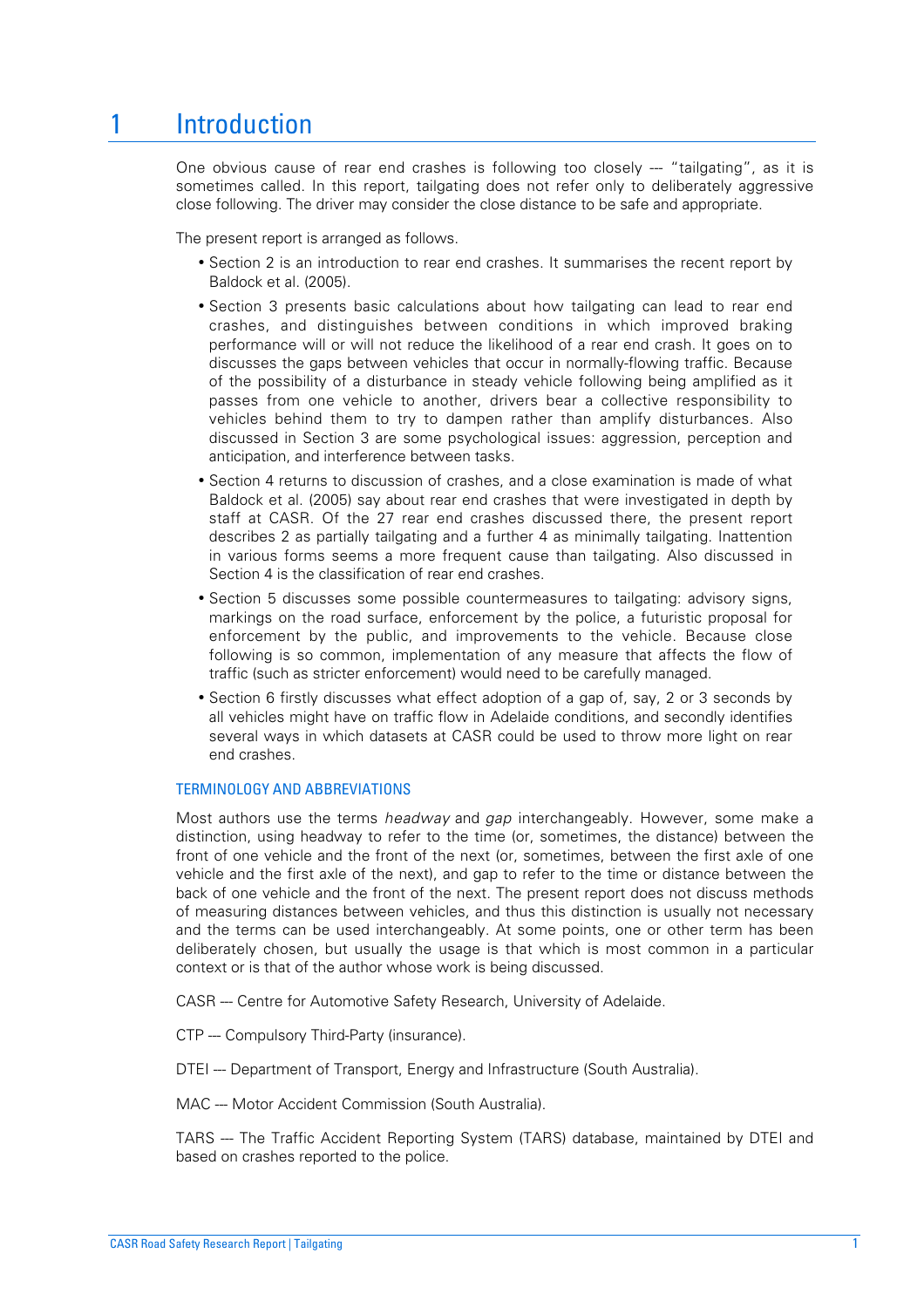# 1 Introduction

One obvious cause of rear end crashes is following too closely --- "tailgating", as it is sometimes called. In this report, tailgating does not refer only to deliberately aggressive close following. The driver may consider the close distance to be safe and appropriate.

The present report is arranged as follows.

- Section 2 is an introduction to rear end crashes. It summarises the recent report by Baldock et al. (2005).
- Section 3 presents basic calculations about how tailgating can lead to rear end crashes, and distinguishes between conditions in which improved braking performance will or will not reduce the likelihood of a rear end crash. It goes on to discusses the gaps between vehicles that occur in normally-flowing traffic. Because of the possibility of a disturbance in steady vehicle following being amplified as it passes from one vehicle to another, drivers bear a collective responsibility to vehicles behind them to try to dampen rather than amplify disturbances. Also discussed in Section 3 are some psychological issues: aggression, perception and anticipation, and interference between tasks.
- Section 4 returns to discussion of crashes, and a close examination is made of what Baldock et al. (2005) say about rear end crashes that were investigated in depth by staff at CASR. Of the 27 rear end crashes discussed there, the present report describes 2 as partially tailgating and a further 4 as minimally tailgating. Inattention in various forms seems a more frequent cause than tailgating. Also discussed in Section 4 is the classification of rear end crashes.
- Section 5 discusses some possible countermeasures to tailgating: advisory signs, markings on the road surface, enforcement by the police, a futuristic proposal for enforcement by the public, and improvements to the vehicle. Because close following is so common, implementation of any measure that affects the flow of traffic (such as stricter enforcement) would need to be carefully managed.
- Section 6 firstly discusses what effect adoption of a gap of, say, 2 or 3 seconds by all vehicles might have on traffic flow in Adelaide conditions, and secondly identifies several ways in which datasets at CASR could be used to throw more light on rear end crashes.

## TERMINOLOGY AND ABBREVIATIONS

Most authors use the terms *headway* and *gap* interchangeably. However, some make a distinction, using headway to refer to the time (or, sometimes, the distance) between the front of one vehicle and the front of the next (or, sometimes, between the first axle of one vehicle and the first axle of the next), and gap to refer to the time or distance between the back of one vehicle and the front of the next. The present report does not discuss methods of measuring distances between vehicles, and thus this distinction is usually not necessary and the terms can be used interchangeably. At some points, one or other term has been deliberately chosen, but usually the usage is that which is most common in a particular context or is that of the author whose work is being discussed.

CASR --- Centre for Automotive Safety Research, University of Adelaide.

CTP --- Compulsory Third-Party (insurance).

DTEI --- Department of Transport, Energy and Infrastructure (South Australia).

MAC --- Motor Accident Commission (South Australia).

TARS --- The Traffic Accident Reporting System (TARS) database, maintained by DTEI and based on crashes reported to the police.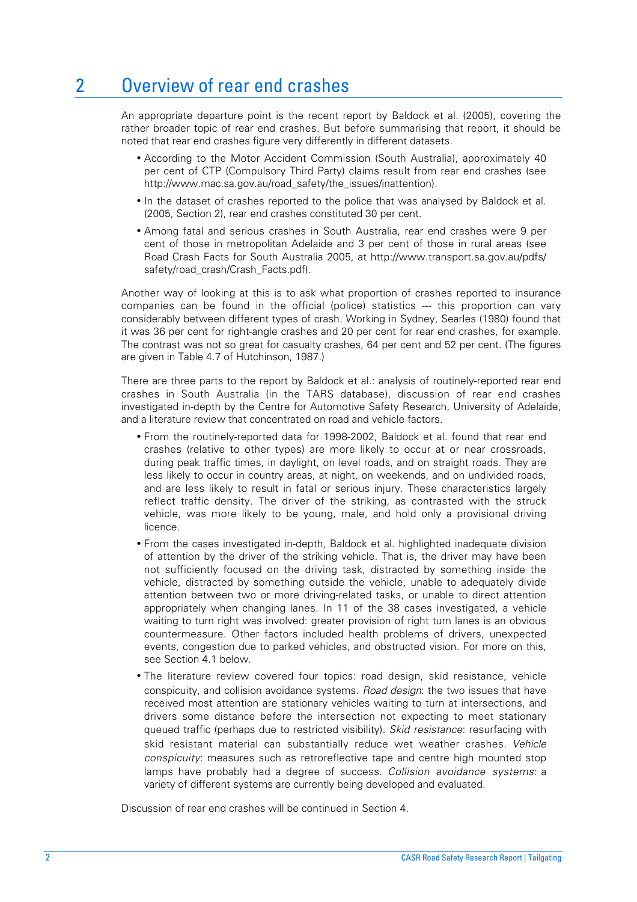# 2 Overview of rear end crashes

An appropriate departure point is the recent report by Baldock et al. (2005), covering the rather broader topic of rear end crashes. But before summarising that report, it should be noted that rear end crashes figure very differently in different datasets.

- According to the Motor Accident Commission (South Australia), approximately 40 per cent of CTP (Compulsory Third Party) claims result from rear end crashes (see http://www.mac.sa.gov.au/road_safety/the_issues/inattention).
- In the dataset of crashes reported to the police that was analysed by Baldock et al. (2005, Section 2), rear end crashes constituted 30 per cent.
- Among fatal and serious crashes in South Australia, rear end crashes were 9 per cent of those in metropolitan Adelaide and 3 per cent of those in rural areas (see Road Crash Facts for South Australia 2005, at http://www.transport.sa.gov.au/pdfs/safety/road_crash/Crash_Facts.pdf).

Another way of looking at this is to ask what proportion of crashes reported to insurance companies can be found in the official (police) statistics --- this proportion can vary considerably between different types of crash. Working in Sydney, Searles (1980) found that it was 36 per cent for right-angle crashes and 20 per cent for rear end crashes, for example. The contrast was not so great for casualty crashes, 64 per cent and 52 per cent. (The figures are given in Table 4.7 of Hutchinson, 1987.)

There are three parts to the report by Baldock et al.: analysis of routinely-reported rear end crashes in South Australia (in the TARS database), discussion of rear end crashes investigated in-depth by the Centre for Automotive Safety Research, University of Adelaide, and a literature review that concentrated on road and vehicle factors.

- From the routinely-reported data for 1998-2002, Baldock et al. found that rear end crashes (relative to other types) are more likely to occur at or near crossroads, during peak traffic times, in daylight, on level roads, and on straight roads. They are less likely to occur in country areas, at night, on weekends, and on undivided roads, and are less likely to result in fatal or serious injury. These characteristics largely reflect traffic density. The driver of the striking, as contrasted with the struck vehicle, was more likely to be young, male, and hold only a provisional driving licence.
- From the cases investigated in-depth, Baldock et al. highlighted inadequate division of attention by the driver of the striking vehicle. That is, the driver may have been not sufficiently focused on the driving task, distracted by something inside the vehicle, distracted by something outside the vehicle, unable to adequately divide attention between two or more driving-related tasks, or unable to direct attention appropriately when changing lanes. In 11 of the 38 cases investigated, a vehicle waiting to turn right was involved: greater provision of right turn lanes is an obvious countermeasure. Other factors included health problems of drivers, unexpected events, congestion due to parked vehicles, and obstructed vision. For more on this, see Section 4.1 below.
- The literature review covered four topics: road design, skid resistance, vehicle conspicuity, and collision avoidance systems. *Road design*: the two issues that have received most attention are stationary vehicles waiting to turn at intersections, and drivers some distance before the intersection not expecting to meet stationary queued traffic (perhaps due to restricted visibility). *Skid resistance*: resurfacing with skid resistant material can substantially reduce wet weather crashes. *Vehicle conspicuity*: measures such as retroreflective tape and centre high mounted stop lamps have probably had a degree of success. *Collision avoidance systems*: a variety of different systems are currently being developed and evaluated.

Discussion of rear end crashes will be continued in Section 4.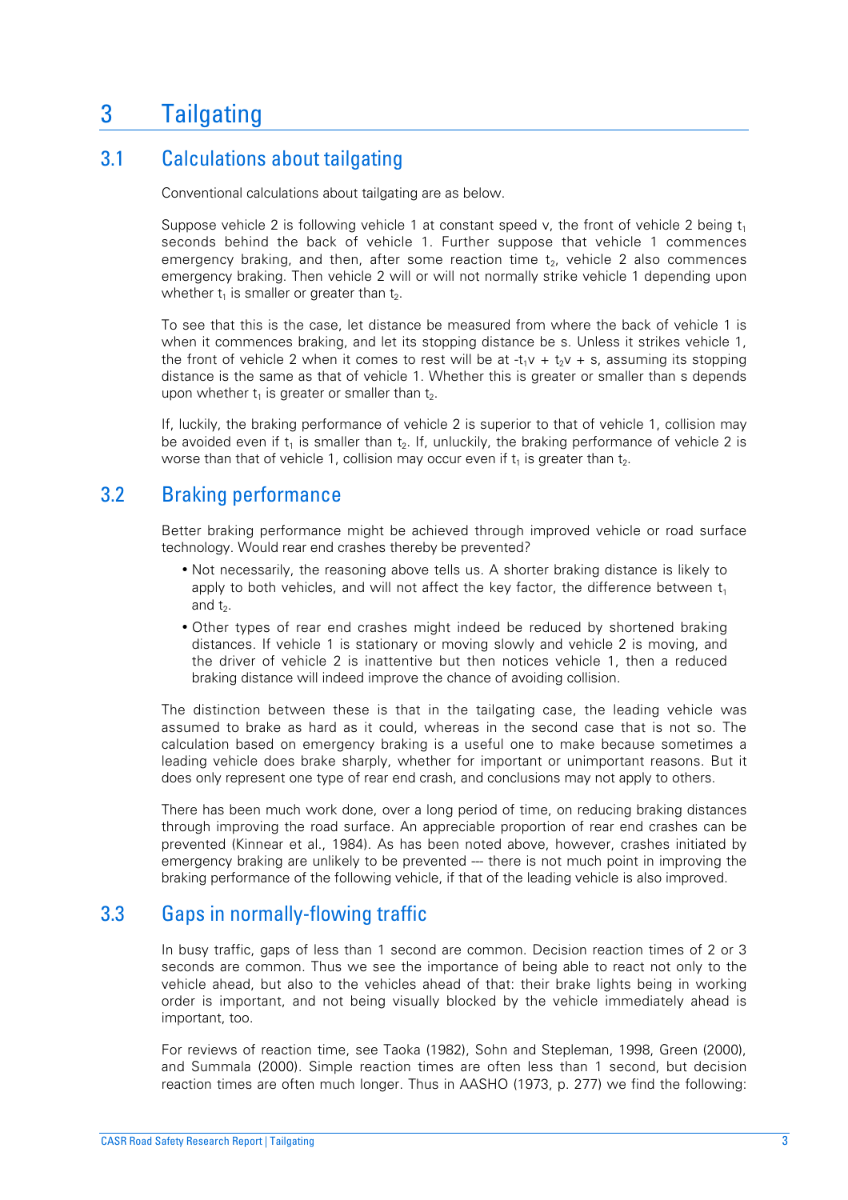# 3 Tailgating

## 3.1 Calculations about tailgating

Conventional calculations about tailgating are as below.

Suppose vehicle 2 is following vehicle 1 at constant speed v, the front of vehicle 2 being $t_1$ seconds behind the back of vehicle 1. Further suppose that vehicle 1 commences emergency braking, and then, after some reaction time $t_2$, vehicle 2 also commences emergency braking. Then vehicle 2 will or will not normally strike vehicle 1 depending upon whether $t_1$ is smaller or greater than $t_2$.

To see that this is the case, let distance be measured from where the back of vehicle 1 is when it commences braking, and let its stopping distance be s. Unless it strikes vehicle 1, the front of vehicle 2 when it comes to rest will be at $-t_1v + t_2v + s$, assuming its stopping distance is the same as that of vehicle 1. Whether this is greater or smaller than s depends upon whether $t_1$ is greater or smaller than $t_2$.

If, luckily, the braking performance of vehicle 2 is superior to that of vehicle 1, collision may be avoided even if $t_1$ is smaller than $t_2$. If, unluckily, the braking performance of vehicle 2 is worse than that of vehicle 1, collision may occur even if $t_1$ is greater than $t_2$.

## 3.2 Braking performance

Better braking performance might be achieved through improved vehicle or road surface technology. Would rear end crashes thereby be prevented?

- Not necessarily, the reasoning above tells us. A shorter braking distance is likely to apply to both vehicles, and will not affect the key factor, the difference between $t_1$ and $t_2$.
- Other types of rear end crashes might indeed be reduced by shortened braking distances. If vehicle 1 is stationary or moving slowly and vehicle 2 is moving, and the driver of vehicle 2 is inattentive but then notices vehicle 1, then a reduced braking distance will indeed improve the chance of avoiding collision.

The distinction between these is that in the tailgating case, the leading vehicle was assumed to brake as hard as it could, whereas in the second case that is not so. The calculation based on emergency braking is a useful one to make because sometimes a leading vehicle does brake sharply, whether for important or unimportant reasons. But it does only represent one type of rear end crash, and conclusions may not apply to others.

There has been much work done, over a long period of time, on reducing braking distances through improving the road surface. An appreciable proportion of rear end crashes can be prevented (Kinnear et al., 1984). As has been noted above, however, crashes initiated by emergency braking are unlikely to be prevented — there is not much point in improving the braking performance of the following vehicle, if that of the leading vehicle is also improved.

## 3.3 Gaps in normally-flowing traffic

In busy traffic, gaps of less than 1 second are common. Decision reaction times of 2 or 3 seconds are common. Thus we see the importance of being able to react not only to the vehicle ahead, but also to the vehicles ahead of that: their brake lights being in working order is important, and not being visually blocked by the vehicle immediately ahead is important, too.

For reviews of reaction time, see Taoka (1982), Sohn and Stepleman, 1998, Green (2000), and Summala (2000). Simple reaction times are often less than 1 second, but decision reaction times are often much longer. Thus in AASHO (1973, p. 277) we find the following: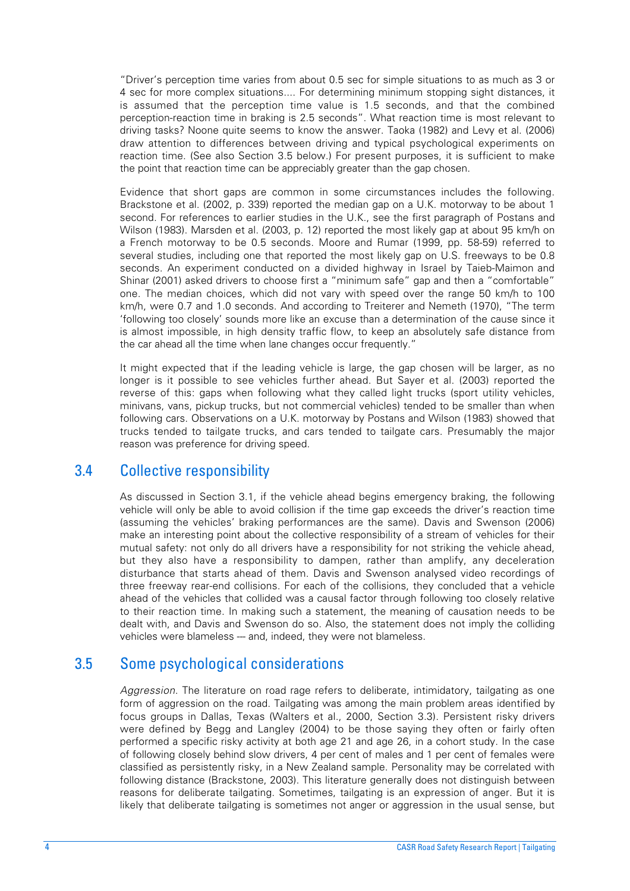"Driver's perception time varies from about 0.5 sec for simple situations to as much as 3 or 4 sec for more complex situations.... For determining minimum stopping sight distances, it is assumed that the perception time value is 1.5 seconds, and that the combined perception-reaction time in braking is 2.5 seconds". What reaction time is most relevant to driving tasks? Noone quite seems to know the answer. Taoka (1982) and Levy et al. (2006) draw attention to differences between driving and typical psychological experiments on reaction time. (See also Section 3.5 below.) For present purposes, it is sufficient to make the point that reaction time can be appreciably greater than the gap chosen.

Evidence that short gaps are common in some circumstances includes the following. Brackstone et al. (2002, p. 339) reported the median gap on a U.K. motorway to be about 1 second. For references to earlier studies in the U.K., see the first paragraph of Postans and Wilson (1983). Marsden et al. (2003, p. 12) reported the most likely gap at about 95 km/h on a French motorway to be 0.5 seconds. Moore and Rumar (1999, pp. 58-59) referred to several studies, including one that reported the most likely gap on U.S. freeways to be 0.8 seconds. An experiment conducted on a divided highway in Israel by Taieb-Maimon and Shinar (2001) asked drivers to choose first a "minimum safe" gap and then a "comfortable" one. The median choices, which did not vary with speed over the range 50 km/h to 100 km/h, were 0.7 and 1.0 seconds. And according to Treiterer and Nemeth (1970), "The term 'following too closely' sounds more like an excuse than a determination of the cause since it is almost impossible, in high density traffic flow, to keep an absolutely safe distance from the car ahead all the time when lane changes occur frequently."

It might expected that if the leading vehicle is large, the gap chosen will be larger, as no longer is it possible to see vehicles further ahead. But Sayer et al. (2003) reported the reverse of this: gaps when following what they called light trucks (sport utility vehicles, minivans, vans, pickup trucks, but not commercial vehicles) tended to be smaller than when following cars. Observations on a U.K. motorway by Postans and Wilson (1983) showed that trucks tended to tailgate trucks, and cars tended to tailgate cars. Presumably the major reason was preference for driving speed.

## 3.4 Collective responsibility

As discussed in Section 3.1, if the vehicle ahead begins emergency braking, the following vehicle will only be able to avoid collision if the time gap exceeds the driver's reaction time (assuming the vehicles' braking performances are the same). Davis and Swenson (2006) make an interesting point about the collective responsibility of a stream of vehicles for their mutual safety: not only do all drivers have a responsibility for not striking the vehicle ahead, but they also have a responsibility to dampen, rather than amplify, any deceleration disturbance that starts ahead of them. Davis and Swenson analysed video recordings of three freeway rear-end collisions. For each of the collisions, they concluded that a vehicle ahead of the vehicles that collided was a causal factor through following too closely relative to their reaction time. In making such a statement, the meaning of causation needs to be dealt with, and Davis and Swenson do so. Also, the statement does not imply the colliding vehicles were blameless — and, indeed, they were not blameless.

## 3.5 Some psychological considerations

*Aggression*. The literature on road rage refers to deliberate, intimidatory, tailgating as one form of aggression on the road. Tailgating was among the main problem areas identified by focus groups in Dallas, Texas (Walters et al., 2000, Section 3.3). Persistent risky drivers were defined by Begg and Langley (2004) to be those saying they often or fairly often performed a specific risky activity at both age 21 and age 26, in a cohort study. In the case of following closely behind slow drivers, 4 per cent of males and 1 per cent of females were classified as persistently risky, in a New Zealand sample. Personality may be correlated with following distance (Brackstone, 2003). This literature generally does not distinguish between reasons for deliberate tailgating. Sometimes, tailgating is an expression of anger. But it is likely that deliberate tailgating is sometimes not anger or aggression in the usual sense, but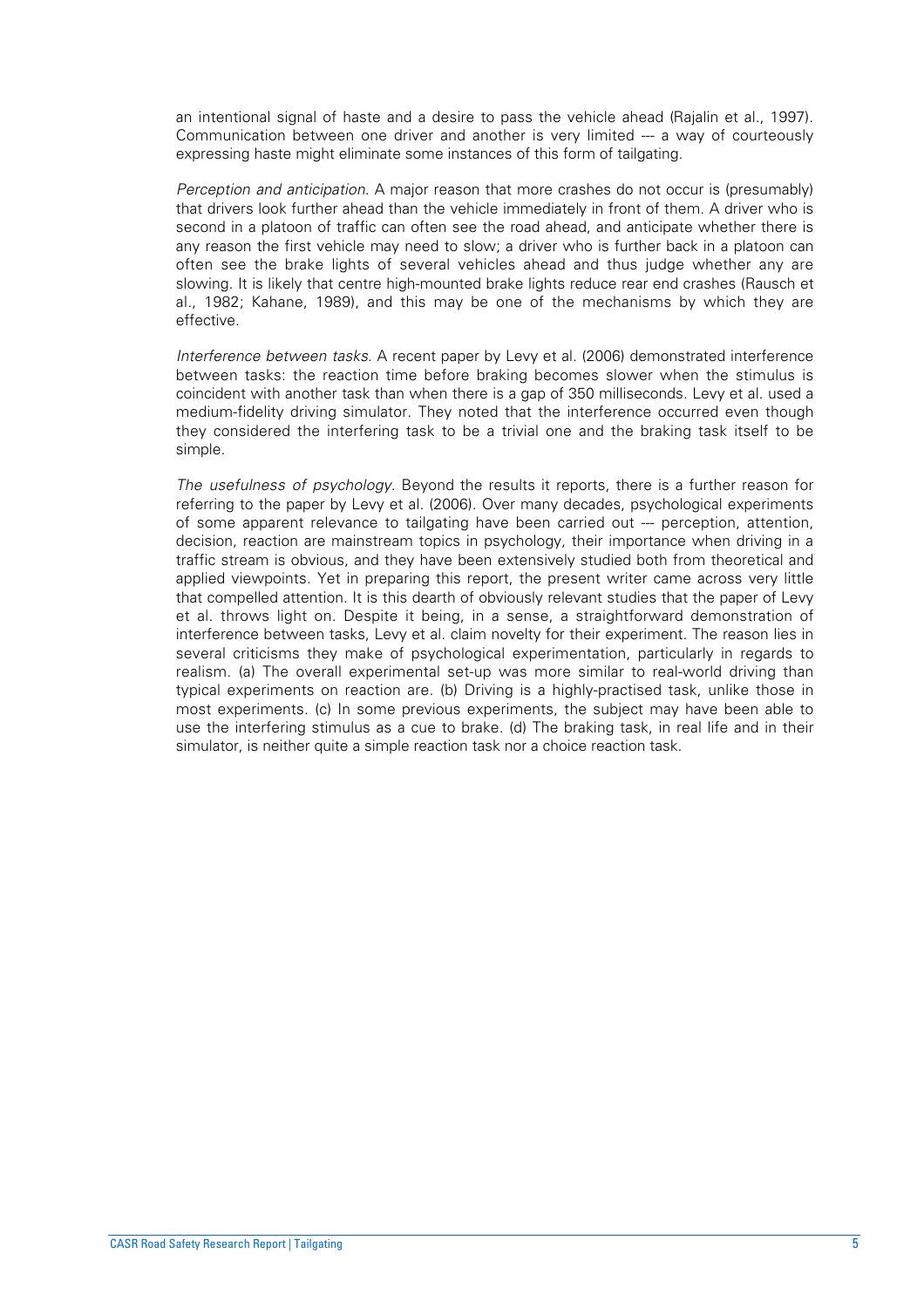an intentional signal of haste and a desire to pass the vehicle ahead (Rajalin et al., 1997). Communication between one driver and another is very limited --- a way of courteously expressing haste might eliminate some instances of this form of tailgating.

*Perception and anticipation*. A major reason that more crashes do not occur is (presumably) that drivers look further ahead than the vehicle immediately in front of them. A driver who is second in a platoon of traffic can often see the road ahead, and anticipate whether there is any reason the first vehicle may need to slow; a driver who is further back in a platoon can often see the brake lights of several vehicles ahead and thus judge whether any are slowing. It is likely that centre high-mounted brake lights reduce rear end crashes (Rausch et al., 1982; Kahane, 1989), and this may be one of the mechanisms by which they are effective.

*Interference between tasks*. A recent paper by Levy et al. (2006) demonstrated interference between tasks: the reaction time before braking becomes slower when the stimulus is coincident with another task than when there is a gap of 350 milliseconds. Levy et al. used a medium-fidelity driving simulator. They noted that the interference occurred even though they considered the interfering task to be a trivial one and the braking task itself to be simple.

*The usefulness of psychology*. Beyond the results it reports, there is a further reason for referring to the paper by Levy et al. (2006). Over many decades, psychological experiments of some apparent relevance to tailgating have been carried out --- perception, attention, decision, reaction are mainstream topics in psychology, their importance when driving in a traffic stream is obvious, and they have been extensively studied both from theoretical and applied viewpoints. Yet in preparing this report, the present writer came across very little that compelled attention. It is this dearth of obviously relevant studies that the paper of Levy et al. throws light on. Despite it being, in a sense, a straightforward demonstration of interference between tasks, Levy et al. claim novelty for their experiment. The reason lies in several criticisms they make of psychological experimentation, particularly in regards to realism. (a) The overall experimental set-up was more similar to real-world driving than typical experiments on reaction are. (b) Driving is a highly-practised task, unlike those in most experiments. (c) In some previous experiments, the subject may have been able to use the interfering stimulus as a cue to brake. (d) The braking task, in real life and in their simulator, is neither quite a simple reaction task nor a choice reaction task.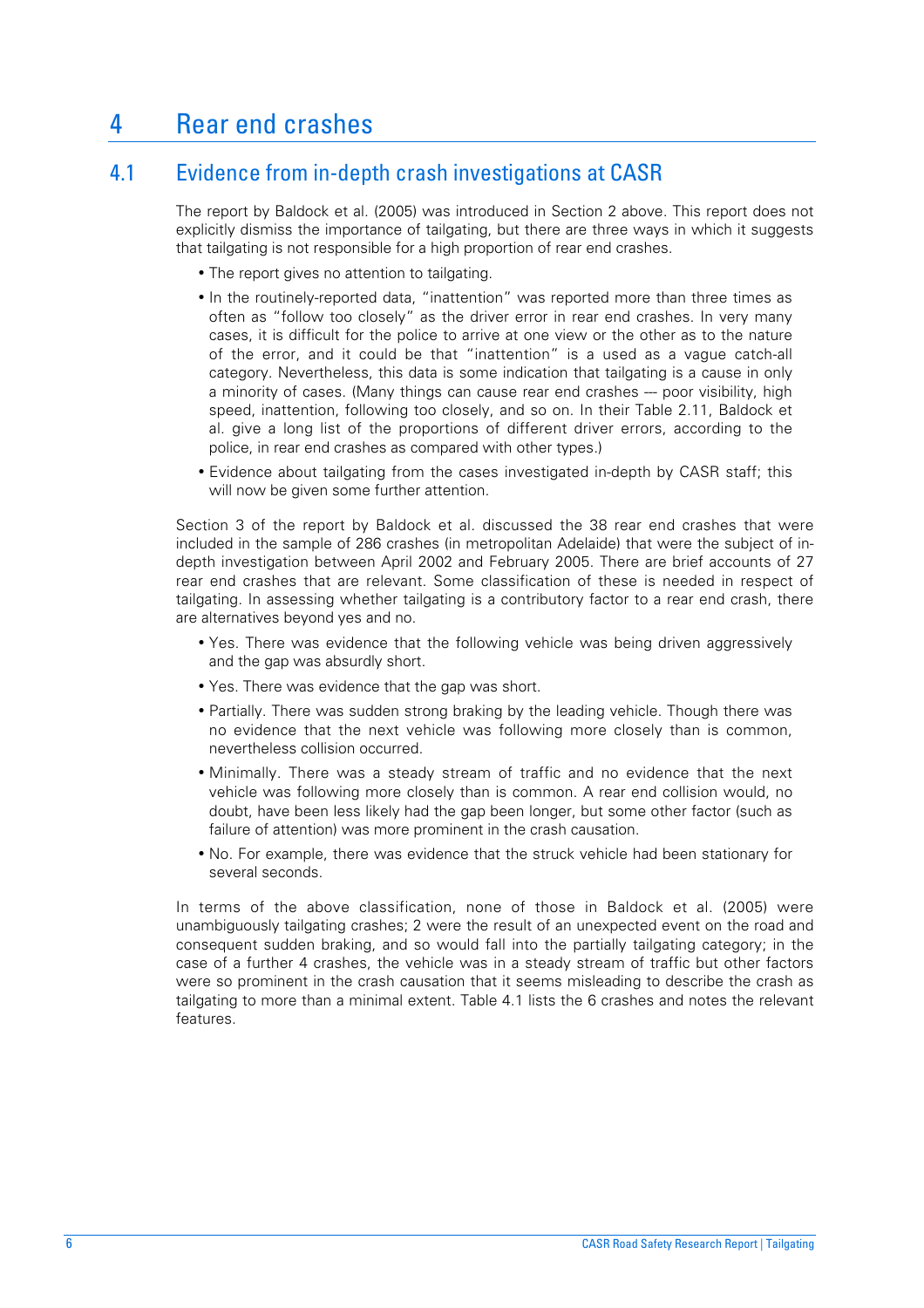// 4.1 body
# 4 Rear end crashes

## 4.1 Evidence from in-depth crash investigations at CASR

The report by Baldock et al. (2005) was introduced in Section 2 above. This report does not explicitly dismiss the importance of tailgating, but there are three ways in which it suggests that tailgating is not responsible for a high proportion of rear end crashes.

- The report gives no attention to tailgating.
- In the routinely-reported data, "inattention" was reported more than three times as often as "follow too closely" as the driver error in rear end crashes. In very many cases, it is difficult for the police to arrive at one view or the other as to the nature of the error, and it could be that "inattention" is a used as a vague catch-all category. Nevertheless, this data is some indication that tailgating is a cause in only a minority of cases. (Many things can cause rear end crashes --- poor visibility, high speed, inattention, following too closely, and so on. In their Table 2.11, Baldock et al. give a long list of the proportions of different driver errors, according to the police, in rear end crashes as compared with other types.)
- Evidence about tailgating from the cases investigated in-depth by CASR staff; this will now be given some further attention.

Section 3 of the report by Baldock et al. discussed the 38 rear end crashes that were included in the sample of 286 crashes (in metropolitan Adelaide) that were the subject of in-depth investigation between April 2002 and February 2005. There are brief accounts of 27 rear end crashes that are relevant. Some classification of these is needed in respect of tailgating. In assessing whether tailgating is a contributory factor to a rear end crash, there are alternatives beyond yes and no.

- Yes. There was evidence that the following vehicle was being driven aggressively and the gap was absurdly short.
- Yes. There was evidence that the gap was short.
- Partially. There was sudden strong braking by the leading vehicle. Though there was no evidence that the next vehicle was following more closely than is common, nevertheless collision occurred.
- Minimally. There was a steady stream of traffic and no evidence that the next vehicle was following more closely than is common. A rear end collision would, no doubt, have been less likely had the gap been longer, but some other factor (such as failure of attention) was more prominent in the crash causation.
- No. For example, there was evidence that the struck vehicle had been stationary for several seconds.

In terms of the above classification, none of those in Baldock et al. (2005) were unambiguously tailgating crashes; 2 were the result of an unexpected event on the road and consequent sudden braking, and so would fall into the partially tailgating category; in the case of a further 4 crashes, the vehicle was in a steady stream of traffic but other factors were so prominent in the crash causation that it seems misleading to describe the crash as tailgating to more than a minimal extent. Table 4.1 lists the 6 crashes and notes the relevant features.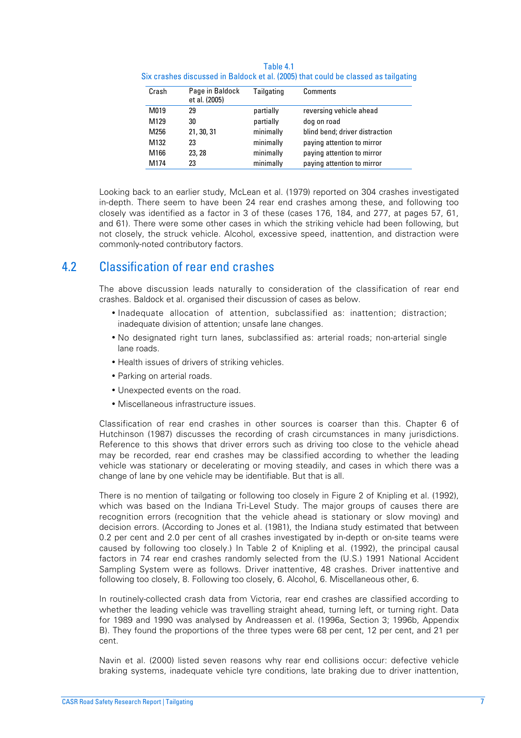Table 4.1
Six crashes discussed in Baldock et al. (2005) that could be classed as tailgating

| Crash | Page in Baldock et al. (2005) | Tailgating | Comments |
|---|---|---|---|
| M019 | 29 | partially | reversing vehicle ahead |
| M129 | 30 | partially | dog on road |
| M256 | 21, 30, 31 | minimally | blind bend; driver distraction |
| M132 | 23 | minimally | paying attention to mirror |
| M166 | 23, 28 | minimally | paying attention to mirror |
| M174 | 23 | minimally | paying attention to mirror |

Looking back to an earlier study, McLean et al. (1979) reported on 304 crashes investigated in-depth. There seem to have been 24 rear end crashes among these, and following too closely was identified as a factor in 3 of these (cases 176, 184, and 277, at pages 57, 61, and 61). There were some other cases in which the striking vehicle had been following, but not closely, the struck vehicle. Alcohol, excessive speed, inattention, and distraction were commonly-noted contributory factors.

## 4.2 Classification of rear end crashes

The above discussion leads naturally to consideration of the classification of rear end crashes. Baldock et al. organised their discussion of cases as below.

- Inadequate allocation of attention, subclassified as: inattention; distraction; inadequate division of attention; unsafe lane changes.
- No designated right turn lanes, subclassified as: arterial roads; non-arterial single lane roads.
- Health issues of drivers of striking vehicles.
- Parking on arterial roads.
- Unexpected events on the road.
- Miscellaneous infrastructure issues.

Classification of rear end crashes in other sources is coarser than this. Chapter 6 of Hutchinson (1987) discusses the recording of crash circumstances in many jurisdictions. Reference to this shows that driver errors such as driving too close to the vehicle ahead may be recorded, rear end crashes may be classified according to whether the leading vehicle was stationary or decelerating or moving steadily, and cases in which there was a change of lane by one vehicle may be identifiable. But that is all.

There is no mention of tailgating or following too closely in Figure 2 of Knipling et al. (1992), which was based on the Indiana Tri-Level Study. The major groups of causes there are recognition errors (recognition that the vehicle ahead is stationary or slow moving) and decision errors. (According to Jones et al. (1981), the Indiana study estimated that between 0.2 per cent and 2.0 per cent of all crashes investigated by in-depth or on-site teams were caused by following too closely.) In Table 2 of Knipling et al. (1992), the principal causal factors in 74 rear end crashes randomly selected from the (U.S.) 1991 National Accident Sampling System were as follows. Driver inattentive, 48 crashes. Driver inattentive and following too closely, 8. Following too closely, 6. Alcohol, 6. Miscellaneous other, 6.

In routinely-collected crash data from Victoria, rear end crashes are classified according to whether the leading vehicle was travelling straight ahead, turning left, or turning right. Data for 1989 and 1990 was analysed by Andreassen et al. (1996a, Section 3; 1996b, Appendix B). They found the proportions of the three types were 68 per cent, 12 per cent, and 21 per cent.

Navin et al. (2000) listed seven reasons why rear end collisions occur: defective vehicle braking systems, inadequate vehicle tyre conditions, late braking due to driver inattention,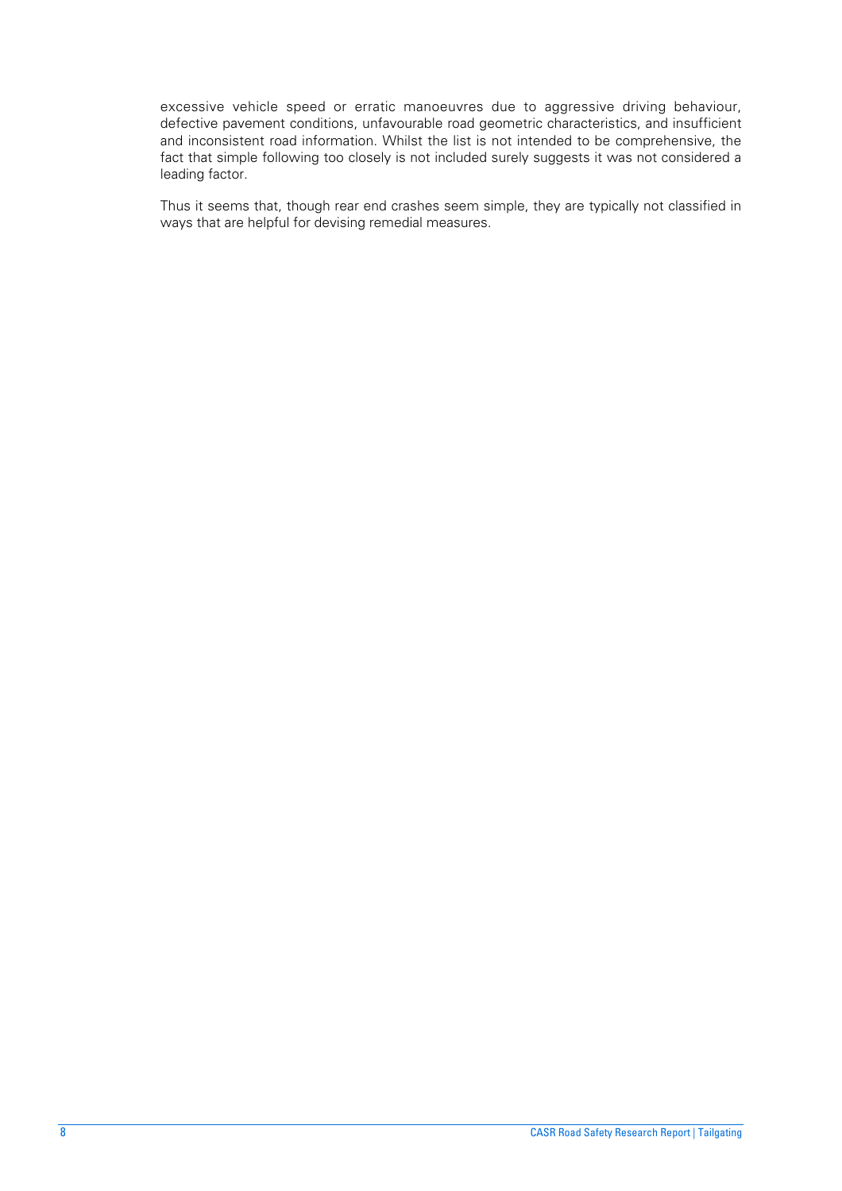excessive vehicle speed or erratic manoeuvres due to aggressive driving behaviour, defective pavement conditions, unfavourable road geometric characteristics, and insufficient and inconsistent road information. Whilst the list is not intended to be comprehensive, the fact that simple following too closely is not included surely suggests it was not considered a leading factor.

Thus it seems that, though rear end crashes seem simple, they are typically not classified in ways that are helpful for devising remedial measures.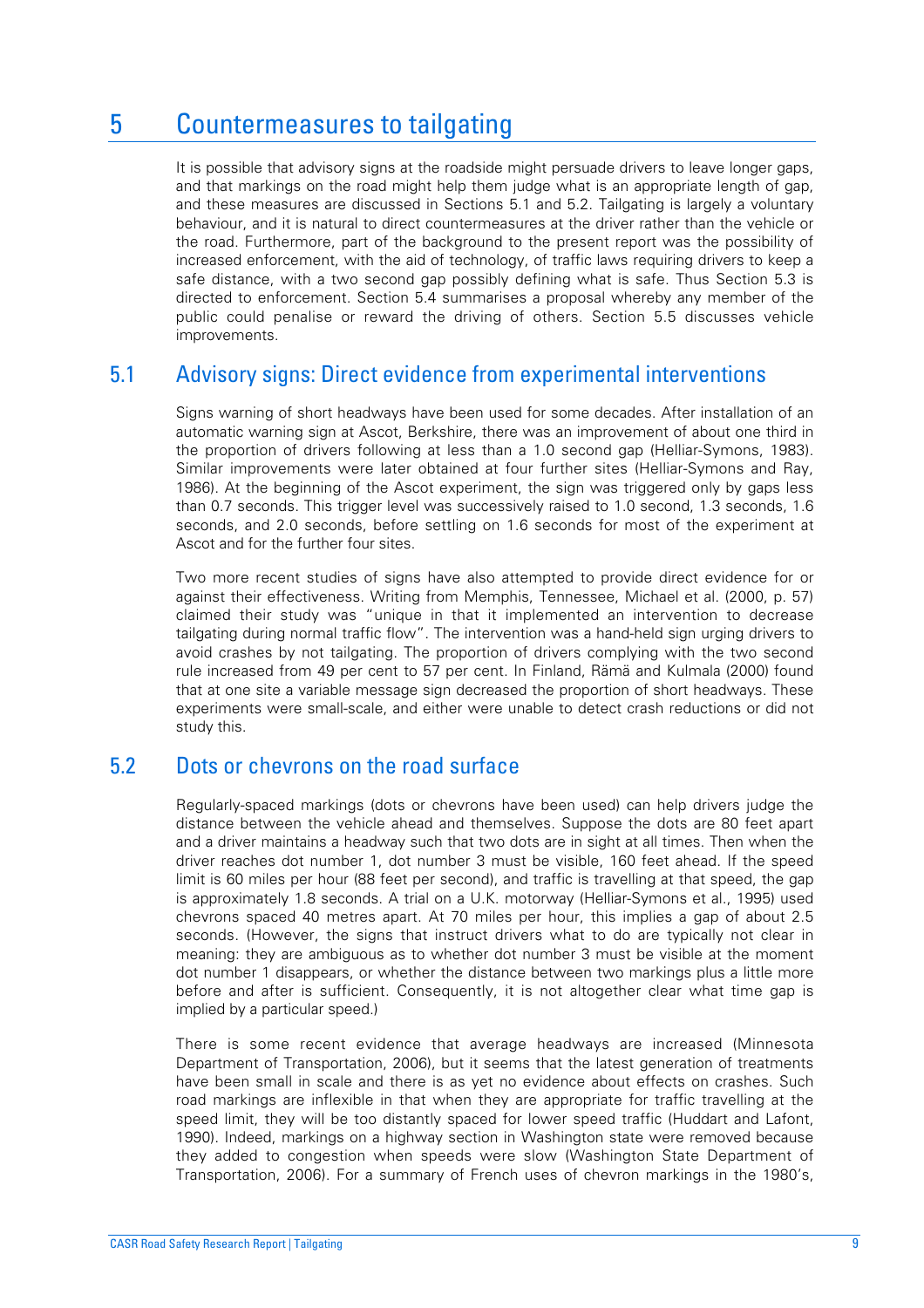# 5 Countermeasures to tailgating

It is possible that advisory signs at the roadside might persuade drivers to leave longer gaps, and that markings on the road might help them judge what is an appropriate length of gap, and these measures are discussed in Sections 5.1 and 5.2. Tailgating is largely a voluntary behaviour, and it is natural to direct countermeasures at the driver rather than the vehicle or the road. Furthermore, part of the background to the present report was the possibility of increased enforcement, with the aid of technology, of traffic laws requiring drivers to keep a safe distance, with a two second gap possibly defining what is safe. Thus Section 5.3 is directed to enforcement. Section 5.4 summarises a proposal whereby any member of the public could penalise or reward the driving of others. Section 5.5 discusses vehicle improvements.

## 5.1 Advisory signs: Direct evidence from experimental interventions

Signs warning of short headways have been used for some decades. After installation of an automatic warning sign at Ascot, Berkshire, there was an improvement of about one third in the proportion of drivers following at less than a 1.0 second gap (Helliar-Symons, 1983). Similar improvements were later obtained at four further sites (Helliar-Symons and Ray, 1986). At the beginning of the Ascot experiment, the sign was triggered only by gaps less than 0.7 seconds. This trigger level was successively raised to 1.0 second, 1.3 seconds, 1.6 seconds, and 2.0 seconds, before settling on 1.6 seconds for most of the experiment at Ascot and for the further four sites.

Two more recent studies of signs have also attempted to provide direct evidence for or against their effectiveness. Writing from Memphis, Tennessee, Michael et al. (2000, p. 57) claimed their study was "unique in that it implemented an intervention to decrease tailgating during normal traffic flow". The intervention was a hand-held sign urging drivers to avoid crashes by not tailgating. The proportion of drivers complying with the two second rule increased from 49 per cent to 57 per cent. In Finland, Rämä and Kulmala (2000) found that at one site a variable message sign decreased the proportion of short headways. These experiments were small-scale, and either were unable to detect crash reductions or did not study this.

## 5.2 Dots or chevrons on the road surface

Regularly-spaced markings (dots or chevrons have been used) can help drivers judge the distance between the vehicle ahead and themselves. Suppose the dots are 80 feet apart and a driver maintains a headway such that two dots are in sight at all times. Then when the driver reaches dot number 1, dot number 3 must be visible, 160 feet ahead. If the speed limit is 60 miles per hour (88 feet per second), and traffic is travelling at that speed, the gap is approximately 1.8 seconds. A trial on a U.K. motorway (Helliar-Symons et al., 1995) used chevrons spaced 40 metres apart. At 70 miles per hour, this implies a gap of about 2.5 seconds. (However, the signs that instruct drivers what to do are typically not clear in meaning: they are ambiguous as to whether dot number 3 must be visible at the moment dot number 1 disappears, or whether the distance between two markings plus a little more before and after is sufficient. Consequently, it is not altogether clear what time gap is implied by a particular speed.)

There is some recent evidence that average headways are increased (Minnesota Department of Transportation, 2006), but it seems that the latest generation of treatments have been small in scale and there is as yet no evidence about effects on crashes. Such road markings are inflexible in that when they are appropriate for traffic travelling at the speed limit, they will be too distantly spaced for lower speed traffic (Huddart and Lafont, 1990). Indeed, markings on a highway section in Washington state were removed because they added to congestion when speeds were slow (Washington State Department of Transportation, 2006). For a summary of French uses of chevron markings in the 1980's,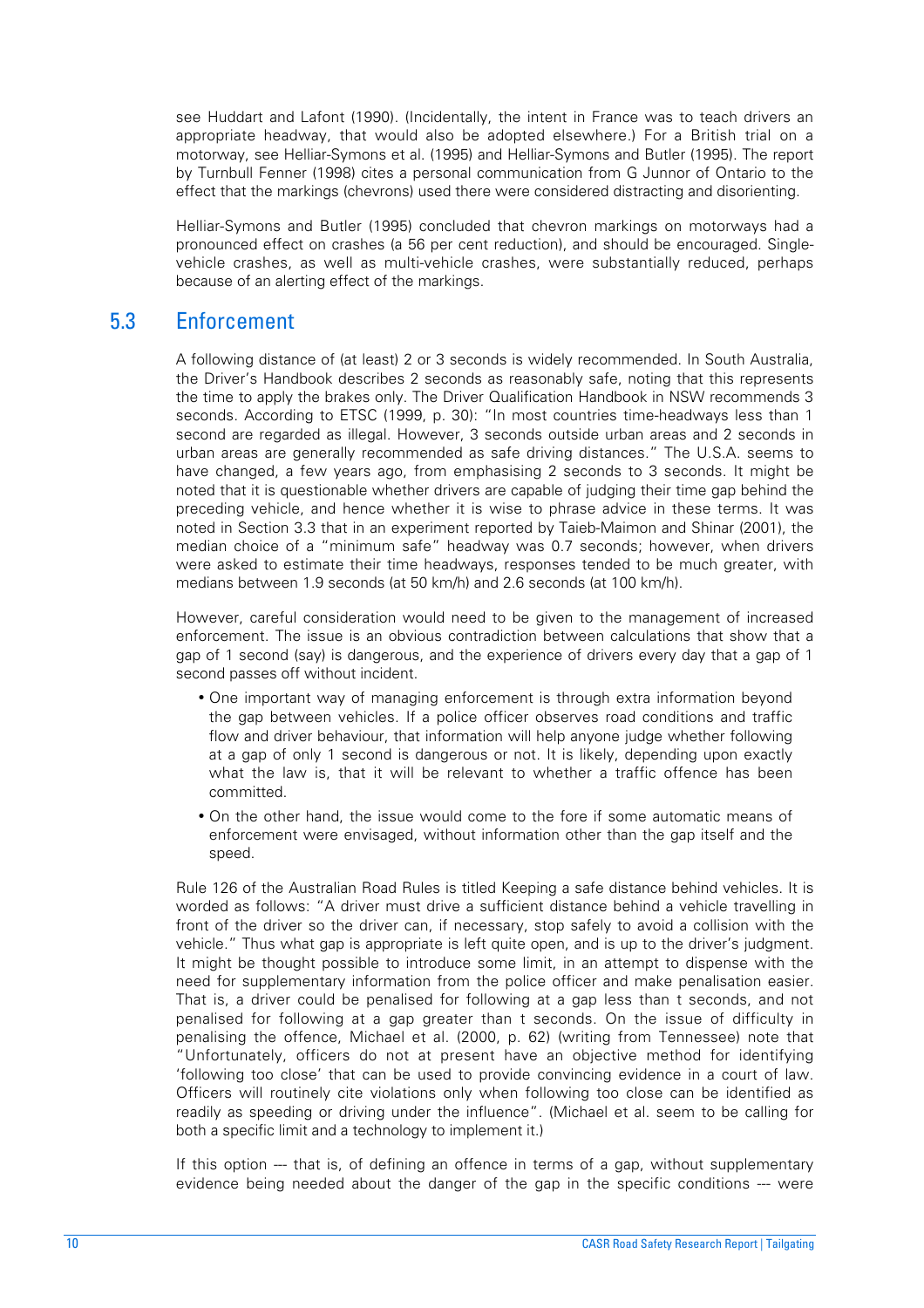see Huddart and Lafont (1990). (Incidentally, the intent in France was to teach drivers an appropriate headway, that would also be adopted elsewhere.) For a British trial on a motorway, see Helliar-Symons et al. (1995) and Helliar-Symons and Butler (1995). The report by Turnbull Fenner (1998) cites a personal communication from G Junnor of Ontario to the effect that the markings (chevrons) used there were considered distracting and disorienting.

Helliar-Symons and Butler (1995) concluded that chevron markings on motorways had a pronounced effect on crashes (a 56 per cent reduction), and should be encouraged. Single-vehicle crashes, as well as multi-vehicle crashes, were substantially reduced, perhaps because of an alerting effect of the markings.

## 5.3 Enforcement

A following distance of (at least) 2 or 3 seconds is widely recommended. In South Australia, the Driver's Handbook describes 2 seconds as reasonably safe, noting that this represents the time to apply the brakes only. The Driver Qualification Handbook in NSW recommends 3 seconds. According to ETSC (1999, p. 30): "In most countries time-headways less than 1 second are regarded as illegal. However, 3 seconds outside urban areas and 2 seconds in urban areas are generally recommended as safe driving distances." The U.S.A. seems to have changed, a few years ago, from emphasising 2 seconds to 3 seconds. It might be noted that it is questionable whether drivers are capable of judging their time gap behind the preceding vehicle, and hence whether it is wise to phrase advice in these terms. It was noted in Section 3.3 that in an experiment reported by Taieb-Maimon and Shinar (2001), the median choice of a "minimum safe" headway was 0.7 seconds; however, when drivers were asked to estimate their time headways, responses tended to be much greater, with medians between 1.9 seconds (at 50 km/h) and 2.6 seconds (at 100 km/h).

However, careful consideration would need to be given to the management of increased enforcement. The issue is an obvious contradiction between calculations that show that a gap of 1 second (say) is dangerous, and the experience of drivers every day that a gap of 1 second passes off without incident.

- One important way of managing enforcement is through extra information beyond the gap between vehicles. If a police officer observes road conditions and traffic flow and driver behaviour, that information will help anyone judge whether following at a gap of only 1 second is dangerous or not. It is likely, depending upon exactly what the law is, that it will be relevant to whether a traffic offence has been committed.
- On the other hand, the issue would come to the fore if some automatic means of enforcement were envisaged, without information other than the gap itself and the speed.

Rule 126 of the Australian Road Rules is titled Keeping a safe distance behind vehicles. It is worded as follows: "A driver must drive a sufficient distance behind a vehicle travelling in front of the driver so the driver can, if necessary, stop safely to avoid a collision with the vehicle." Thus what gap is appropriate is left quite open, and is up to the driver's judgment. It might be thought possible to introduce some limit, in an attempt to dispense with the need for supplementary information from the police officer and make penalisation easier. That is, a driver could be penalised for following at a gap less than t seconds, and not penalised for following at a gap greater than t seconds. On the issue of difficulty in penalising the offence, Michael et al. (2000, p. 62) (writing from Tennessee) note that "Unfortunately, officers do not at present have an objective method for identifying 'following too close' that can be used to provide convincing evidence in a court of law. Officers will routinely cite violations only when following too close can be identified as readily as speeding or driving under the influence". (Michael et al. seem to be calling for both a specific limit and a technology to implement it.)

If this option --- that is, of defining an offence in terms of a gap, without supplementary evidence being needed about the danger of the gap in the specific conditions --- were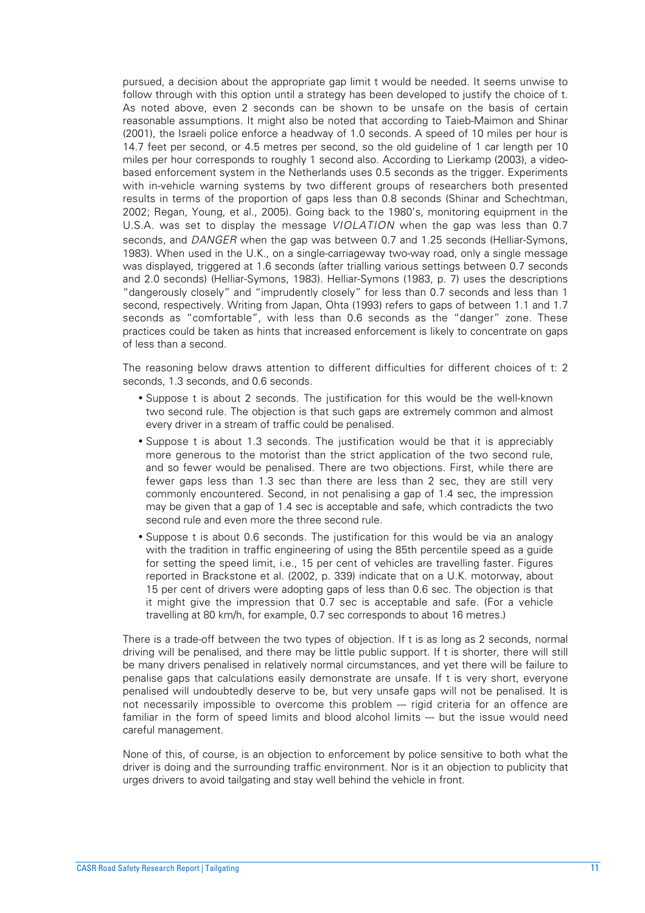pursued, a decision about the appropriate gap limit t would be needed. It seems unwise to follow through with this option until a strategy has been developed to justify the choice of t. As noted above, even 2 seconds can be shown to be unsafe on the basis of certain reasonable assumptions. It might also be noted that according to Taieb-Maimon and Shinar (2001), the Israeli police enforce a headway of 1.0 seconds. A speed of 10 miles per hour is 14.7 feet per second, or 4.5 metres per second, so the old guideline of 1 car length per 10 miles per hour corresponds to roughly 1 second also. According to Lierkamp (2003), a video-based enforcement system in the Netherlands uses 0.5 seconds as the trigger. Experiments with in-vehicle warning systems by two different groups of researchers both presented results in terms of the proportion of gaps less than 0.8 seconds (Shinar and Schechtman, 2002; Regan, Young, et al., 2005). Going back to the 1980's, monitoring equipment in the U.S.A. was set to display the message *VIOLATION* when the gap was less than 0.7 seconds, and *DANGER* when the gap was between 0.7 and 1.25 seconds (Helliar-Symons, 1983). When used in the U.K., on a single-carriageway two-way road, only a single message was displayed, triggered at 1.6 seconds (after trialling various settings between 0.7 seconds and 2.0 seconds) (Helliar-Symons, 1983). Helliar-Symons (1983, p. 7) uses the descriptions "dangerously closely" and "imprudently closely" for less than 0.7 seconds and less than 1 second, respectively. Writing from Japan, Ohta (1993) refers to gaps of between 1.1 and 1.7 seconds as "comfortable", with less than 0.6 seconds as the "danger" zone. These practices could be taken as hints that increased enforcement is likely to concentrate on gaps of less than a second.

The reasoning below draws attention to different difficulties for different choices of t: 2 seconds, 1.3 seconds, and 0.6 seconds.

- Suppose t is about 2 seconds. The justification for this would be the well-known two second rule. The objection is that such gaps are extremely common and almost every driver in a stream of traffic could be penalised.
- Suppose t is about 1.3 seconds. The justification would be that it is appreciably more generous to the motorist than the strict application of the two second rule, and so fewer would be penalised. There are two objections. First, while there are fewer gaps less than 1.3 sec than there are less than 2 sec, they are still very commonly encountered. Second, in not penalising a gap of 1.4 sec, the impression may be given that a gap of 1.4 sec is acceptable and safe, which contradicts the two second rule and even more the three second rule.
- Suppose t is about 0.6 seconds. The justification for this would be via an analogy with the tradition in traffic engineering of using the 85th percentile speed as a guide for setting the speed limit, i.e., 15 per cent of vehicles are travelling faster. Figures reported in Brackstone et al. (2002, p. 339) indicate that on a U.K. motorway, about 15 per cent of drivers were adopting gaps of less than 0.6 sec. The objection is that it might give the impression that 0.7 sec is acceptable and safe. (For a vehicle travelling at 80 km/h, for example, 0.7 sec corresponds to about 16 metres.)

There is a trade-off between the two types of objection. If t is as long as 2 seconds, normal driving will be penalised, and there may be little public support. If t is shorter, there will still be many drivers penalised in relatively normal circumstances, and yet there will be failure to penalise gaps that calculations easily demonstrate are unsafe. If t is very short, everyone penalised will undoubtedly deserve to be, but very unsafe gaps will not be penalised. It is not necessarily impossible to overcome this problem --- rigid criteria for an offence are familiar in the form of speed limits and blood alcohol limits --- but the issue would need careful management.

None of this, of course, is an objection to enforcement by police sensitive to both what the driver is doing and the surrounding traffic environment. Nor is it an objection to publicity that urges drivers to avoid tailgating and stay well behind the vehicle in front.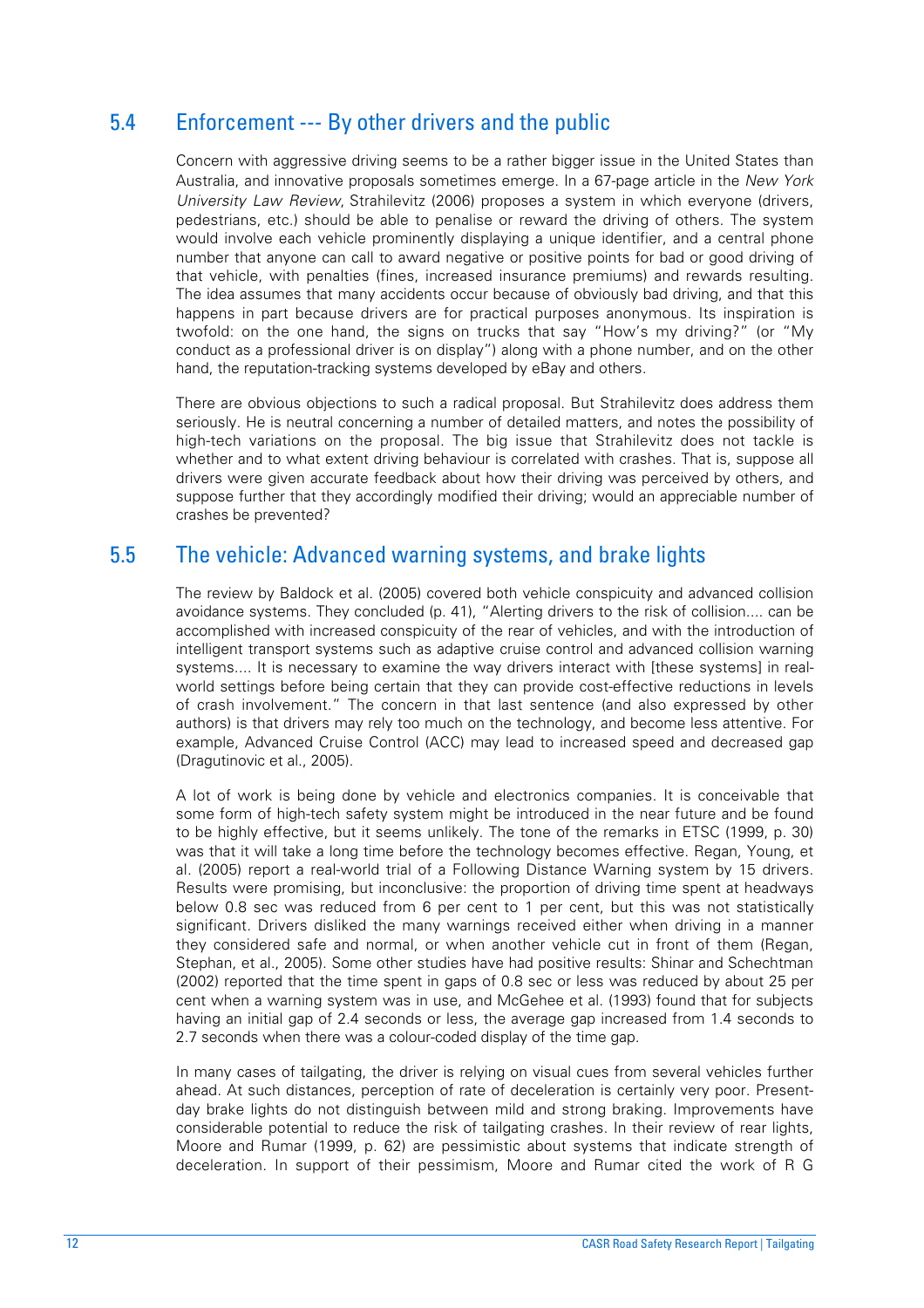## 5.4 Enforcement --- By other drivers and the public

Concern with aggressive driving seems to be a rather bigger issue in the United States than Australia, and innovative proposals sometimes emerge. In a 67-page article in the *New York University Law Review*, Strahilevitz (2006) proposes a system in which everyone (drivers, pedestrians, etc.) should be able to penalise or reward the driving of others. The system would involve each vehicle prominently displaying a unique identifier, and a central phone number that anyone can call to award negative or positive points for bad or good driving of that vehicle, with penalties (fines, increased insurance premiums) and rewards resulting. The idea assumes that many accidents occur because of obviously bad driving, and that this happens in part because drivers are for practical purposes anonymous. Its inspiration is twofold: on the one hand, the signs on trucks that say "How's my driving?" (or "My conduct as a professional driver is on display") along with a phone number, and on the other hand, the reputation-tracking systems developed by eBay and others.

There are obvious objections to such a radical proposal. But Strahilevitz does address them seriously. He is neutral concerning a number of detailed matters, and notes the possibility of high-tech variations on the proposal. The big issue that Strahilevitz does not tackle is whether and to what extent driving behaviour is correlated with crashes. That is, suppose all drivers were given accurate feedback about how their driving was perceived by others, and suppose further that they accordingly modified their driving; would an appreciable number of crashes be prevented?

## 5.5 The vehicle: Advanced warning systems, and brake lights

The review by Baldock et al. (2005) covered both vehicle conspicuity and advanced collision avoidance systems. They concluded (p. 41), "Alerting drivers to the risk of collision.... can be accomplished with increased conspicuity of the rear of vehicles, and with the introduction of intelligent transport systems such as adaptive cruise control and advanced collision warning systems.... It is necessary to examine the way drivers interact with [these systems] in real-world settings before being certain that they can provide cost-effective reductions in levels of crash involvement." The concern in that last sentence (and also expressed by other authors) is that drivers may rely too much on the technology, and become less attentive. For example, Advanced Cruise Control (ACC) may lead to increased speed and decreased gap (Dragutinovic et al., 2005).

A lot of work is being done by vehicle and electronics companies. It is conceivable that some form of high-tech safety system might be introduced in the near future and be found to be highly effective, but it seems unlikely. The tone of the remarks in ETSC (1999, p. 30) was that it will take a long time before the technology becomes effective. Regan, Young, et al. (2005) report a real-world trial of a Following Distance Warning system by 15 drivers. Results were promising, but inconclusive: the proportion of driving time spent at headways below 0.8 sec was reduced from 6 per cent to 1 per cent, but this was not statistically significant. Drivers disliked the many warnings received either when driving in a manner they considered safe and normal, or when another vehicle cut in front of them (Regan, Stephan, et al., 2005). Some other studies have had positive results: Shinar and Schechtman (2002) reported that the time spent in gaps of 0.8 sec or less was reduced by about 25 per cent when a warning system was in use, and McGehee et al. (1993) found that for subjects having an initial gap of 2.4 seconds or less, the average gap increased from 1.4 seconds to 2.7 seconds when there was a colour-coded display of the time gap.

In many cases of tailgating, the driver is relying on visual cues from several vehicles further ahead. At such distances, perception of rate of deceleration is certainly very poor. Present-day brake lights do not distinguish between mild and strong braking. Improvements have considerable potential to reduce the risk of tailgating crashes. In their review of rear lights, Moore and Rumar (1999, p. 62) are pessimistic about systems that indicate strength of deceleration. In support of their pessimism, Moore and Rumar cited the work of R G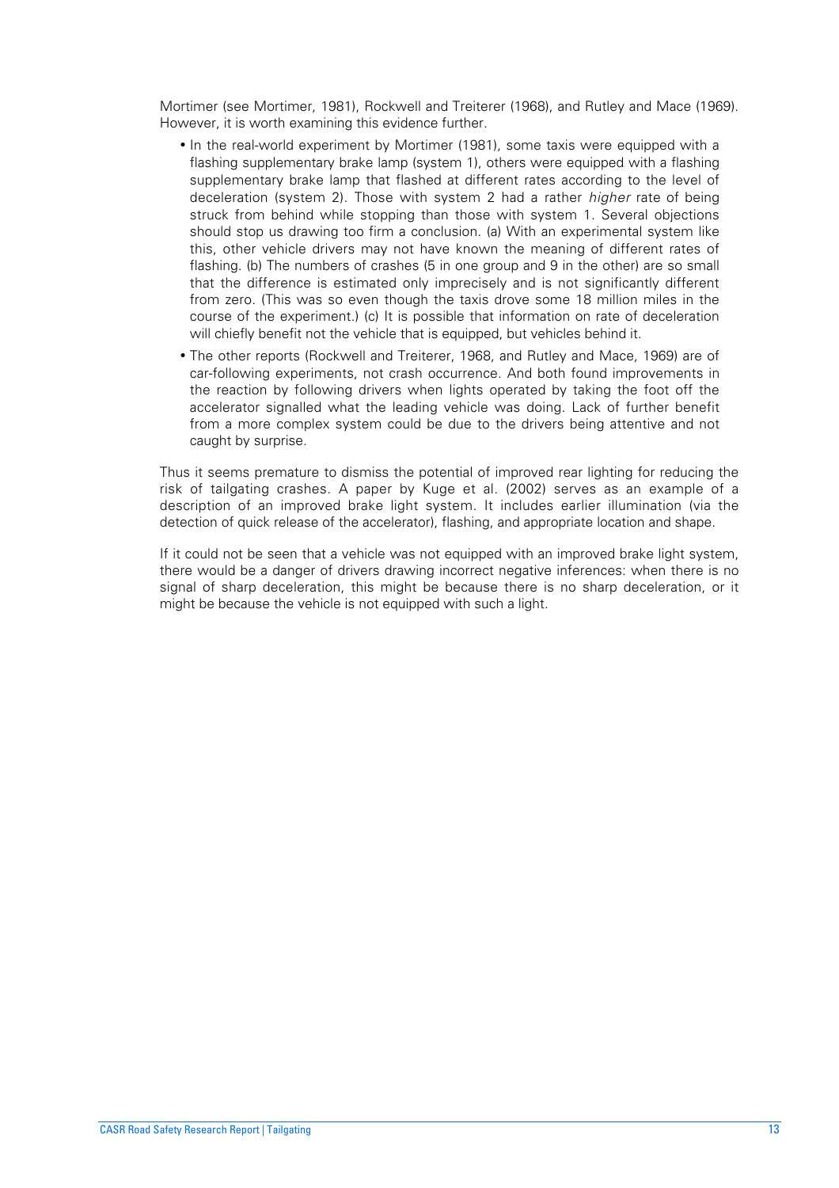Mortimer (see Mortimer, 1981), Rockwell and Treiterer (1968), and Rutley and Mace (1969). However, it is worth examining this evidence further.

- In the real-world experiment by Mortimer (1981), some taxis were equipped with a flashing supplementary brake lamp (system 1), others were equipped with a flashing supplementary brake lamp that flashed at different rates according to the level of deceleration (system 2). Those with system 2 had a rather *higher* rate of being struck from behind while stopping than those with system 1. Several objections should stop us drawing too firm a conclusion. (a) With an experimental system like this, other vehicle drivers may not have known the meaning of different rates of flashing. (b) The numbers of crashes (5 in one group and 9 in the other) are so small that the difference is estimated only imprecisely and is not significantly different from zero. (This was so even though the taxis drove some 18 million miles in the course of the experiment.) (c) It is possible that information on rate of deceleration will chiefly benefit not the vehicle that is equipped, but vehicles behind it.
- The other reports (Rockwell and Treiterer, 1968, and Rutley and Mace, 1969) are of car-following experiments, not crash occurrence. And both found improvements in the reaction by following drivers when lights operated by taking the foot off the accelerator signalled what the leading vehicle was doing. Lack of further benefit from a more complex system could be due to the drivers being attentive and not caught by surprise.

Thus it seems premature to dismiss the potential of improved rear lighting for reducing the risk of tailgating crashes. A paper by Kuge et al. (2002) serves as an example of a description of an improved brake light system. It includes earlier illumination (via the detection of quick release of the accelerator), flashing, and appropriate location and shape.

If it could not be seen that a vehicle was not equipped with an improved brake light system, there would be a danger of drivers drawing incorrect negative inferences: when there is no signal of sharp deceleration, this might be because there is no sharp deceleration, or it might be because the vehicle is not equipped with such a light.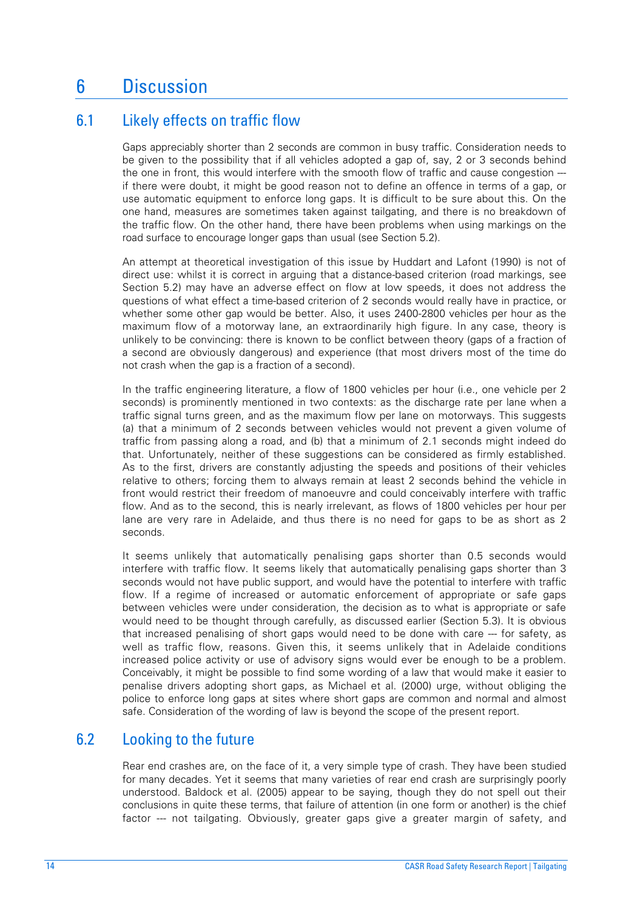# 6 Discussion

## 6.1 Likely effects on traffic flow

Gaps appreciably shorter than 2 seconds are common in busy traffic. Consideration needs to be given to the possibility that if all vehicles adopted a gap of, say, 2 or 3 seconds behind the one in front, this would interfere with the smooth flow of traffic and cause congestion --- if there were doubt, it might be good reason not to define an offence in terms of a gap, or use automatic equipment to enforce long gaps. It is difficult to be sure about this. On the one hand, measures are sometimes taken against tailgating, and there is no breakdown of the traffic flow. On the other hand, there have been problems when using markings on the road surface to encourage longer gaps than usual (see Section 5.2).

An attempt at theoretical investigation of this issue by Huddart and Lafont (1990) is not of direct use: whilst it is correct in arguing that a distance-based criterion (road markings, see Section 5.2) may have an adverse effect on flow at low speeds, it does not address the questions of what effect a time-based criterion of 2 seconds would really have in practice, or whether some other gap would be better. Also, it uses 2400-2800 vehicles per hour as the maximum flow of a motorway lane, an extraordinarily high figure. In any case, theory is unlikely to be convincing: there is known to be conflict between theory (gaps of a fraction of a second are obviously dangerous) and experience (that most drivers most of the time do not crash when the gap is a fraction of a second).

In the traffic engineering literature, a flow of 1800 vehicles per hour (i.e., one vehicle per 2 seconds) is prominently mentioned in two contexts: as the discharge rate per lane when a traffic signal turns green, and as the maximum flow per lane on motorways. This suggests (a) that a minimum of 2 seconds between vehicles would not prevent a given volume of traffic from passing along a road, and (b) that a minimum of 2.1 seconds might indeed do that. Unfortunately, neither of these suggestions can be considered as firmly established. As to the first, drivers are constantly adjusting the speeds and positions of their vehicles relative to others; forcing them to always remain at least 2 seconds behind the vehicle in front would restrict their freedom of manoeuvre and could conceivably interfere with traffic flow. And as to the second, this is nearly irrelevant, as flows of 1800 vehicles per hour per lane are very rare in Adelaide, and thus there is no need for gaps to be as short as 2 seconds.

It seems unlikely that automatically penalising gaps shorter than 0.5 seconds would interfere with traffic flow. It seems likely that automatically penalising gaps shorter than 3 seconds would not have public support, and would have the potential to interfere with traffic flow. If a regime of increased or automatic enforcement of appropriate or safe gaps between vehicles were under consideration, the decision as to what is appropriate or safe would need to be thought through carefully, as discussed earlier (Section 5.3). It is obvious that increased penalising of short gaps would need to be done with care --- for safety, as well as traffic flow, reasons. Given this, it seems unlikely that in Adelaide conditions increased police activity or use of advisory signs would ever be enough to be a problem. Conceivably, it might be possible to find some wording of a law that would make it easier to penalise drivers adopting short gaps, as Michael et al. (2000) urge, without obliging the police to enforce long gaps at sites where short gaps are common and normal and almost safe. Consideration of the wording of law is beyond the scope of the present report.

## 6.2 Looking to the future

Rear end crashes are, on the face of it, a very simple type of crash. They have been studied for many decades. Yet it seems that many varieties of rear end crash are surprisingly poorly understood. Baldock et al. (2005) appear to be saying, though they do not spell out their conclusions in quite these terms, that failure of attention (in one form or another) is the chief factor --- not tailgating. Obviously, greater gaps give a greater margin of safety, and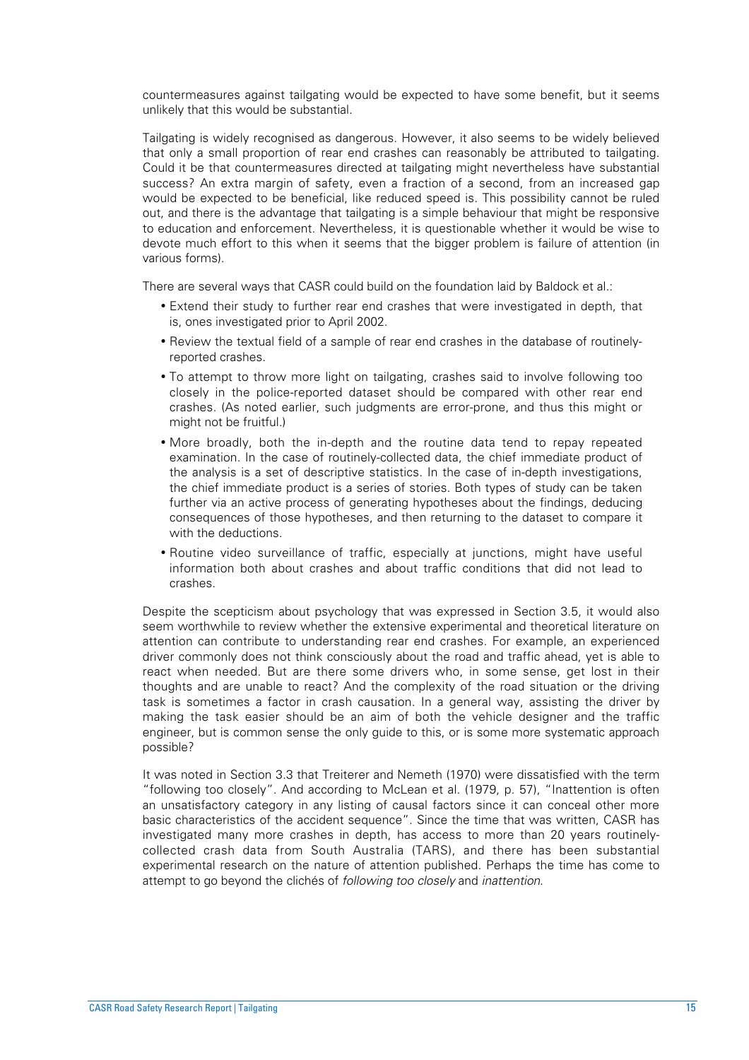countermeasures against tailgating would be expected to have some benefit, but it seems unlikely that this would be substantial.

Tailgating is widely recognised as dangerous. However, it also seems to be widely believed that only a small proportion of rear end crashes can reasonably be attributed to tailgating. Could it be that countermeasures directed at tailgating might nevertheless have substantial success? An extra margin of safety, even a fraction of a second, from an increased gap would be expected to be beneficial, like reduced speed is. This possibility cannot be ruled out, and there is the advantage that tailgating is a simple behaviour that might be responsive to education and enforcement. Nevertheless, it is questionable whether it would be wise to devote much effort to this when it seems that the bigger problem is failure of attention (in various forms).

There are several ways that CASR could build on the foundation laid by Baldock et al.:

- Extend their study to further rear end crashes that were investigated in depth, that is, ones investigated prior to April 2002.
- Review the textual field of a sample of rear end crashes in the database of routinely-reported crashes.
- To attempt to throw more light on tailgating, crashes said to involve following too closely in the police-reported dataset should be compared with other rear end crashes. (As noted earlier, such judgments are error-prone, and thus this might or might not be fruitful.)
- More broadly, both the in-depth and the routine data tend to repay repeated examination. In the case of routinely-collected data, the chief immediate product of the analysis is a set of descriptive statistics. In the case of in-depth investigations, the chief immediate product is a series of stories. Both types of study can be taken further via an active process of generating hypotheses about the findings, deducing consequences of those hypotheses, and then returning to the dataset to compare it with the deductions.
- Routine video surveillance of traffic, especially at junctions, might have useful information both about crashes and about traffic conditions that did not lead to crashes.

Despite the scepticism about psychology that was expressed in Section 3.5, it would also seem worthwhile to review whether the extensive experimental and theoretical literature on attention can contribute to understanding rear end crashes. For example, an experienced driver commonly does not think consciously about the road and traffic ahead, yet is able to react when needed. But are there some drivers who, in some sense, get lost in their thoughts and are unable to react? And the complexity of the road situation or the driving task is sometimes a factor in crash causation. In a general way, assisting the driver by making the task easier should be an aim of both the vehicle designer and the traffic engineer, but is common sense the only guide to this, or is some more systematic approach possible?

It was noted in Section 3.3 that Treiterer and Nemeth (1970) were dissatisfied with the term "following too closely". And according to McLean et al. (1979, p. 57), "Inattention is often an unsatisfactory category in any listing of causal factors since it can conceal other more basic characteristics of the accident sequence". Since the time that was written, CASR has investigated many more crashes in depth, has access to more than 20 years routinely-collected crash data from South Australia (TARS), and there has been substantial experimental research on the nature of attention published. Perhaps the time has come to attempt to go beyond the clichés of *following too closely* and *inattention*.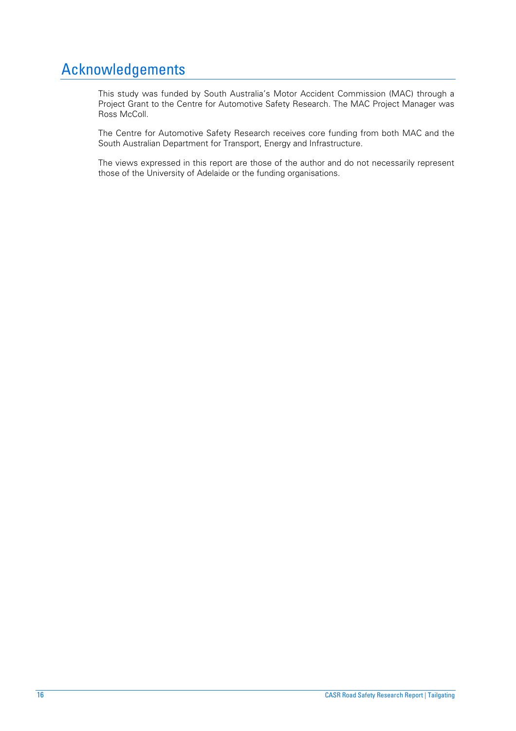# Acknowledgements

This study was funded by South Australia's Motor Accident Commission (MAC) through a Project Grant to the Centre for Automotive Safety Research. The MAC Project Manager was Ross McColl.

The Centre for Automotive Safety Research receives core funding from both MAC and the South Australian Department for Transport, Energy and Infrastructure.

The views expressed in this report are those of the author and do not necessarily represent those of the University of Adelaide or the funding organisations.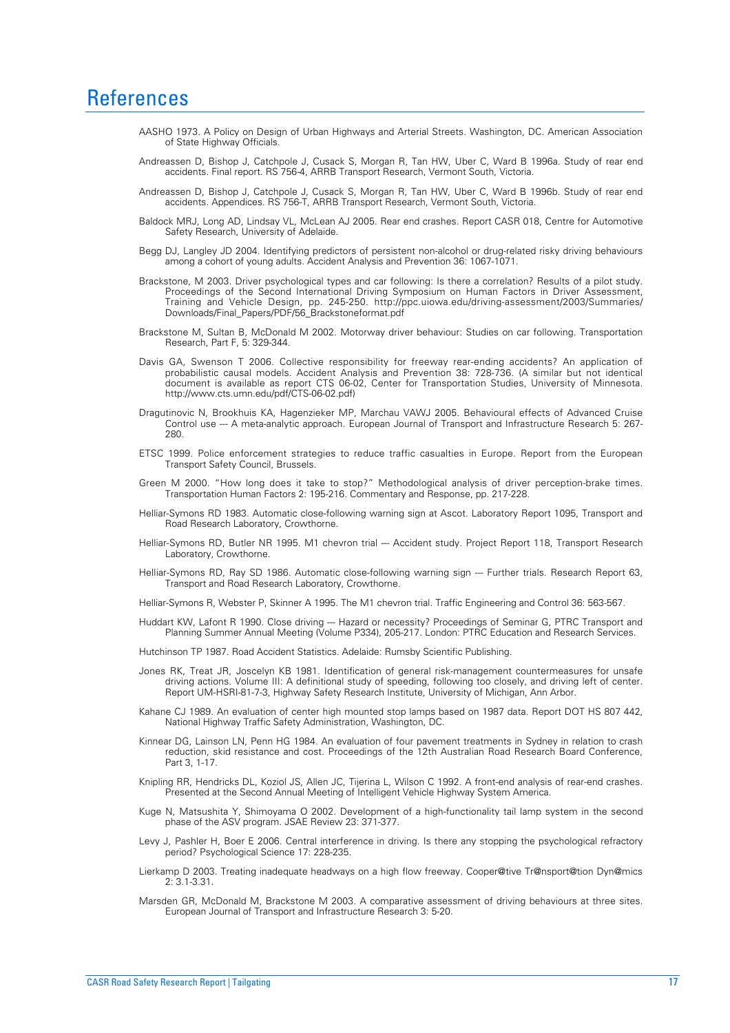# References

AASHO 1973. A Policy on Design of Urban Highways and Arterial Streets. Washington, DC. American Association of State Highway Officials.

Andreassen D, Bishop J, Catchpole J, Cusack S, Morgan R, Tan HW, Uber C, Ward B 1996a. Study of rear end accidents. Final report. RS 756-4, ARRB Transport Research, Vermont South, Victoria.

Andreassen D, Bishop J, Catchpole J, Cusack S, Morgan R, Tan HW, Uber C, Ward B 1996b. Study of rear end accidents. Appendices. RS 756-T, ARRB Transport Research, Vermont South, Victoria.

Baldock MRJ, Long AD, Lindsay VL, McLean AJ 2005. Rear end crashes. Report CASR 018, Centre for Automotive Safety Research, University of Adelaide.

Begg DJ, Langley JD 2004. Identifying predictors of persistent non-alcohol or drug-related risky driving behaviours among a cohort of young adults. Accident Analysis and Prevention 36: 1067-1071.

Brackstone, M 2003. Driver psychological types and car following: Is there a correlation? Results of a pilot study. Proceedings of the Second International Driving Symposium on Human Factors in Driver Assessment, Training and Vehicle Design, pp. 245-250. http://ppc.uiowa.edu/driving-assessment/2003/Summaries/Downloads/Final_Papers/PDF/56_Brackstoneformat.pdf

Brackstone M, Sultan B, McDonald M 2002. Motorway driver behaviour: Studies on car following. Transportation Research, Part F, 5: 329-344.

Davis GA, Swenson T 2006. Collective responsibility for freeway rear-ending accidents? An application of probabilistic causal models. Accident Analysis and Prevention 38: 728-736. (A similar but not identical document is available as report CTS 06-02, Center for Transportation Studies, University of Minnesota. http://www.cts.umn.edu/pdf/CTS-06-02.pdf)

Dragutinovic N, Brookhuis KA, Hagenzieker MP, Marchau VAWJ 2005. Behavioural effects of Advanced Cruise Control use --- A meta-analytic approach. European Journal of Transport and Infrastructure Research 5: 267-280.

ETSC 1999. Police enforcement strategies to reduce traffic casualties in Europe. Report from the European Transport Safety Council, Brussels.

Green M 2000. "How long does it take to stop?" Methodological analysis of driver perception-brake times. Transportation Human Factors 2: 195-216. Commentary and Response, pp. 217-228.

Helliar-Symons RD 1983. Automatic close-following warning sign at Ascot. Laboratory Report 1095, Transport and Road Research Laboratory, Crowthorne.

Helliar-Symons RD, Butler NR 1995. M1 chevron trial --- Accident study. Project Report 118, Transport Research Laboratory, Crowthorne.

Helliar-Symons RD, Ray SD 1986. Automatic close-following warning sign --- Further trials. Research Report 63, Transport and Road Research Laboratory, Crowthorne.

Helliar-Symons R, Webster P, Skinner A 1995. The M1 chevron trial. Traffic Engineering and Control 36: 563-567.

Huddart KW, Lafont R 1990. Close driving --- Hazard or necessity? Proceedings of Seminar G, PTRC Transport and Planning Summer Annual Meeting (Volume P334), 205-217. London: PTRC Education and Research Services.

Hutchinson TP 1987. Road Accident Statistics. Adelaide: Rumsby Scientific Publishing.

Jones RK, Treat JR, Joscelyn KB 1981. Identification of general risk-management countermeasures for unsafe driving actions. Volume III: A definitional study of speeding, following too closely, and driving left of center. Report UM-HSRI-81-7-3, Highway Safety Research Institute, University of Michigan, Ann Arbor.

Kahane CJ 1989. An evaluation of center high mounted stop lamps based on 1987 data. Report DOT HS 807 442, National Highway Traffic Safety Administration, Washington, DC.

Kinnear DG, Lainson LN, Penn HG 1984. An evaluation of four pavement treatments in Sydney in relation to crash reduction, skid resistance and cost. Proceedings of the 12th Australian Road Research Board Conference, Part 3, 1-17.

Knipling RR, Hendricks DL, Koziol JS, Allen JC, Tijerina L, Wilson C 1992. A front-end analysis of rear-end crashes. Presented at the Second Annual Meeting of Intelligent Vehicle Highway System America.

Kuge N, Matsushita Y, Shimoyama O 2002. Development of a high-functionality tail lamp system in the second phase of the ASV program. JSAE Review 23: 371-377.

Levy J, Pashler H, Boer E 2006. Central interference in driving. Is there any stopping the psychological refractory period? Psychological Science 17: 228-235.

Lierkamp D 2003. Treating inadequate headways on a high flow freeway. Cooper@tive Tr@nsport@tion Dyn@mics 2: 3.1-3.31.

Marsden GR, McDonald M, Brackstone M 2003. A comparative assessment of driving behaviours at three sites. European Journal of Transport and Infrastructure Research 3: 5-20.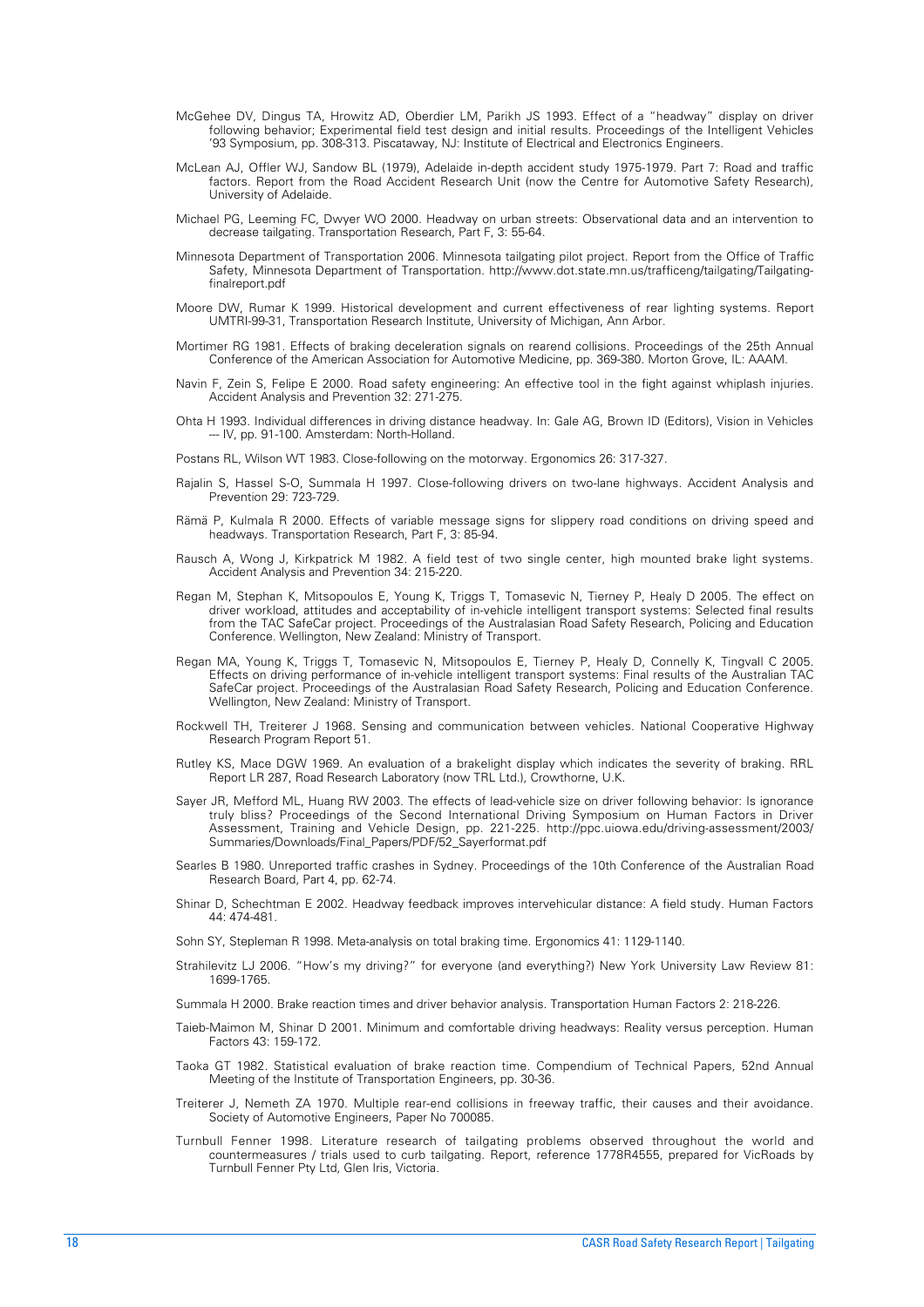McGehee DV, Dingus TA, Hrowitz AD, Oberdier LM, Parikh JS 1993. Effect of a "headway" display on driver following behavior; Experimental field test design and initial results. Proceedings of the Intelligent Vehicles '93 Symposium, pp. 308-313. Piscataway, NJ: Institute of Electrical and Electronics Engineers.

McLean AJ, Offler WJ, Sandow BL (1979), Adelaide in-depth accident study 1975-1979. Part 7: Road and traffic factors. Report from the Road Accident Research Unit (now the Centre for Automotive Safety Research), University of Adelaide.

Michael PG, Leeming FC, Dwyer WO 2000. Headway on urban streets: Observational data and an intervention to decrease tailgating. Transportation Research, Part F, 3: 55-64.

Minnesota Department of Transportation 2006. Minnesota tailgating pilot project. Report from the Office of Traffic Safety, Minnesota Department of Transportation. http://www.dot.state.mn.us/trafficeng/tailgating/Tailgating-finalreport.pdf

Moore DW, Rumar K 1999. Historical development and current effectiveness of rear lighting systems. Report UMTRI-99-31, Transportation Research Institute, University of Michigan, Ann Arbor.

Mortimer RG 1981. Effects of braking deceleration signals on rearend collisions. Proceedings of the 25th Annual Conference of the American Association for Automotive Medicine, pp. 369-380. Morton Grove, IL: AAAM.

Navin F, Zein S, Felipe E 2000. Road safety engineering: An effective tool in the fight against whiplash injuries. Accident Analysis and Prevention 32: 271-275.

Ohta H 1993. Individual differences in driving distance headway. In: Gale AG, Brown ID (Editors), Vision in Vehicles --- IV, pp. 91-100. Amsterdam: North-Holland.

Postans RL, Wilson WT 1983. Close-following on the motorway. Ergonomics 26: 317-327.

Rajalin S, Hassel S-O, Summala H 1997. Close-following drivers on two-lane highways. Accident Analysis and Prevention 29: 723-729.

Rämä P, Kulmala R 2000. Effects of variable message signs for slippery road conditions on driving speed and headways. Transportation Research, Part F, 3: 85-94.

Rausch A, Wong J, Kirkpatrick M 1982. A field test of two single center, high mounted brake light systems. Accident Analysis and Prevention 34: 215-220.

Regan M, Stephan K, Mitsopoulos E, Young K, Triggs T, Tomasevic N, Tierney P, Healy D 2005. The effect on driver workload, attitudes and acceptability of in-vehicle intelligent transport systems: Selected final results from the TAC SafeCar project. Proceedings of the Australasian Road Safety Research, Policing and Education Conference. Wellington, New Zealand: Ministry of Transport.

Regan MA, Young K, Triggs T, Tomasevic N, Mitsopoulos E, Tierney P, Healy D, Connelly K, Tingvall C 2005. Effects on driving performance of in-vehicle intelligent transport systems: Final results of the Australian TAC SafeCar project. Proceedings of the Australasian Road Safety Research, Policing and Education Conference. Wellington, New Zealand: Ministry of Transport.

Rockwell TH, Treiterer J 1968. Sensing and communication between vehicles. National Cooperative Highway Research Program Report 51.

Rutley KS, Mace DGW 1969. An evaluation of a brakelight display which indicates the severity of braking. RRL Report LR 287, Road Research Laboratory (now TRL Ltd.), Crowthorne, U.K.

Sayer JR, Mefford ML, Huang RW 2003. The effects of lead-vehicle size on driver following behavior: Is ignorance truly bliss? Proceedings of the Second International Driving Symposium on Human Factors in Driver Assessment, Training and Vehicle Design, pp. 221-225. http://ppc.uiowa.edu/driving-assessment/2003/Summaries/Downloads/Final_Papers/PDF/52_Sayerformat.pdf

Searles B 1980. Unreported traffic crashes in Sydney. Proceedings of the 10th Conference of the Australian Road Research Board, Part 4, pp. 62-74.

Shinar D, Schechtman E 2002. Headway feedback improves intervehicular distance: A field study. Human Factors 44: 474-481.

Sohn SY, Stepleman R 1998. Meta-analysis on total braking time. Ergonomics 41: 1129-1140.

Strahilevitz LJ 2006. "How's my driving?" for everyone (and everything?) New York University Law Review 81: 1699-1765.

Summala H 2000. Brake reaction times and driver behavior analysis. Transportation Human Factors 2: 218-226.

Taieb-Maimon M, Shinar D 2001. Minimum and comfortable driving headways: Reality versus perception. Human Factors 43: 159-172.

Taoka GT 1982. Statistical evaluation of brake reaction time. Compendium of Technical Papers, 52nd Annual Meeting of the Institute of Transportation Engineers, pp. 30-36.

Treiterer J, Nemeth ZA 1970. Multiple rear-end collisions in freeway traffic, their causes and their avoidance. Society of Automotive Engineers, Paper No 700085.

Turnbull Fenner 1998. Literature research of tailgating problems observed throughout the world and countermeasures / trials used to curb tailgating. Report, reference 1778R4555, prepared for VicRoads by Turnbull Fenner Pty Ltd, Glen Iris, Victoria.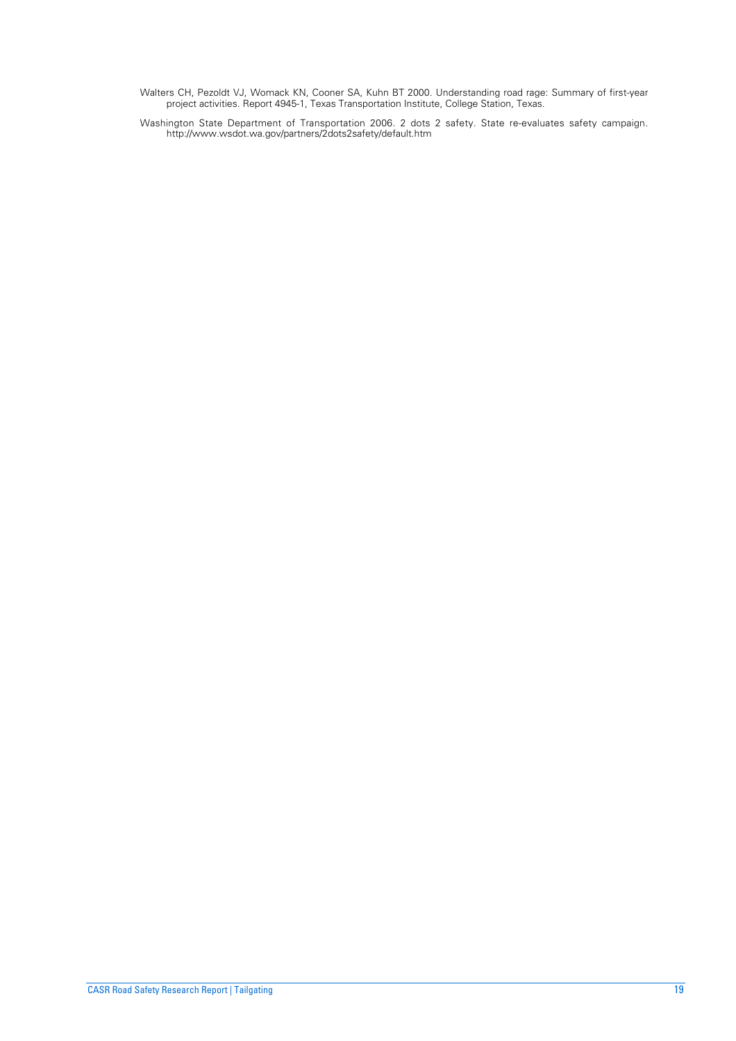Walters CH, Pezoldt VJ, Womack KN, Cooner SA, Kuhn BT 2000. Understanding road rage: Summary of first-year project activities. Report 4945-1, Texas Transportation Institute, College Station, Texas.

Washington State Department of Transportation 2006. 2 dots 2 safety. State re-evaluates safety campaign. http://www.wsdot.wa.gov/partners/2dots2safety/default.htm